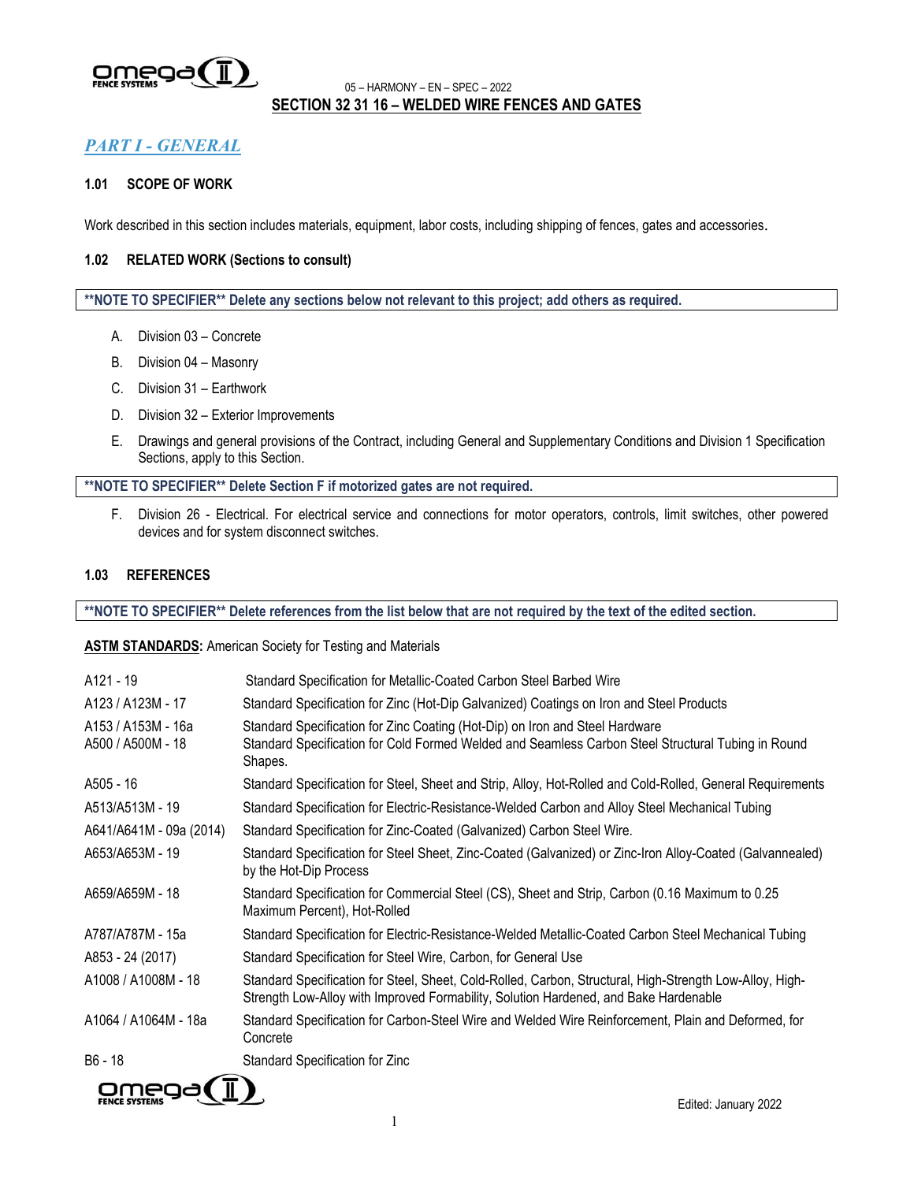05 – HARMONY – EN – SPEC – 2022

# SECTION 32 31 16 – WELDED WIRE FENCES AND GATES

## *PART I - GENERAL*

### 1.01 SCOPE OF WORK

Work described in this section includes materials, equipment, labor costs, including shipping of fences, gates and accessories.

### 1.02 RELATED WORK (Sections to consult)

**\*\*NOTE TO SPECIFIER\*\* Delete any sections below not relevant to this project; add others as required.**

A. Division 03 – Concrete

B. Division 04 – Masonry

C. Division 31 – Earthwork

D. Division 32 – Exterior Improvements

E. Drawings and general provisions of the Contract, including General and Supplementary Conditions and Division 1 Specification Sections, apply to this Section.

**\*\*NOTE TO SPECIFIER\*\* Delete Section F if motorized gates are not required.**

F. Division 26 - Electrical. For electrical service and connections for motor operators, controls, limit switches, other powered devices and for system disconnect switches.

### 1.03 REFERENCES

**\*\*NOTE TO SPECIFIER\*\* Delete references from the list below that are not required by the text of the edited section.**

**ASTM STANDARDS:** American Society for Testing and Materials

| | |
|---|---|
| A121 - 19 | Standard Specification for Metallic-Coated Carbon Steel Barbed Wire |
| A123 / A123M - 17 | Standard Specification for Zinc (Hot-Dip Galvanized) Coatings on Iron and Steel Products |
| A153 / A153M - 16a | Standard Specification for Zinc Coating (Hot-Dip) on Iron and Steel Hardware |
| A500 / A500M - 18 | Standard Specification for Cold Formed Welded and Seamless Carbon Steel Structural Tubing in Round Shapes. |
| A505 - 16 | Standard Specification for Steel, Sheet and Strip, Alloy, Hot-Rolled and Cold-Rolled, General Requirements |
| A513/A513M - 19 | Standard Specification for Electric-Resistance-Welded Carbon and Alloy Steel Mechanical Tubing |
| A641/A641M - 09a (2014) | Standard Specification for Zinc-Coated (Galvanized) Carbon Steel Wire. |
| A653/A653M - 19 | Standard Specification for Steel Sheet, Zinc-Coated (Galvanized) or Zinc-Iron Alloy-Coated (Galvannealed) by the Hot-Dip Process |
| A659/A659M - 18 | Standard Specification for Commercial Steel (CS), Sheet and Strip, Carbon (0.16 Maximum to 0.25 Maximum Percent), Hot-Rolled |
| A787/A787M - 15a | Standard Specification for Electric-Resistance-Welded Metallic-Coated Carbon Steel Mechanical Tubing |
| A853 - 24 (2017) | Standard Specification for Steel Wire, Carbon, for General Use |
| A1008 / A1008M - 18 | Standard Specification for Steel, Sheet, Cold-Rolled, Carbon, Structural, High-Strength Low-Alloy, High-Strength Low-Alloy with Improved Formability, Solution Hardened, and Bake Hardenable |
| A1064 / A1064M - 18a | Standard Specification for Carbon-Steel Wire and Welded Wire Reinforcement, Plain and Deformed, for Concrete |
| B6 - 18 | Standard Specification for Zinc |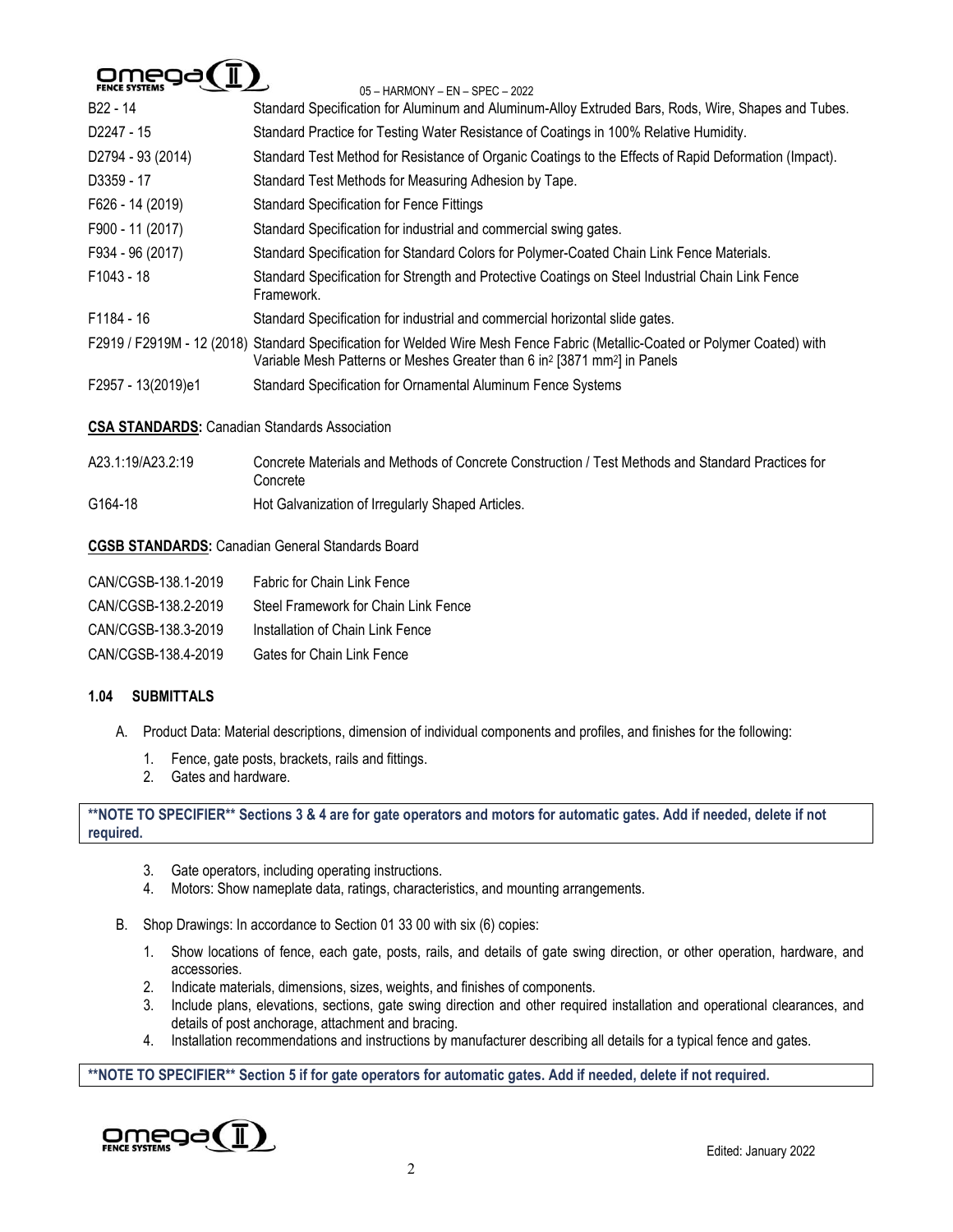| | |
|---|---|
| B22 - 14 | Standard Specification for Aluminum and Aluminum-Alloy Extruded Bars, Rods, Wire, Shapes and Tubes. |
| D2247 - 15 | Standard Practice for Testing Water Resistance of Coatings in 100% Relative Humidity. |
| D2794 - 93 (2014) | Standard Test Method for Resistance of Organic Coatings to the Effects of Rapid Deformation (Impact). |
| D3359 - 17 | Standard Test Methods for Measuring Adhesion by Tape. |
| F626 - 14 (2019) | Standard Specification for Fence Fittings |
| F900 - 11 (2017) | Standard Specification for industrial and commercial swing gates. |
| F934 - 96 (2017) | Standard Specification for Standard Colors for Polymer-Coated Chain Link Fence Materials. |
| F1043 - 18 | Standard Specification for Strength and Protective Coatings on Steel Industrial Chain Link Fence Framework. |
| F1184 - 16 | Standard Specification for industrial and commercial horizontal slide gates. |
| F2919 / F2919M - 12 (2018) | Standard Specification for Welded Wire Mesh Fence Fabric (Metallic-Coated or Polymer Coated) with Variable Mesh Patterns or Meshes Greater than 6 $in^2$ [3871 $mm^2$] in Panels |
| F2957 - 13(2019)e1 | Standard Specification for Ornamental Aluminum Fence Systems |

**CSA STANDARDS:** Canadian Standards Association

| | |
|---|---|
| A23.1:19/A23.2:19 | Concrete Materials and Methods of Concrete Construction / Test Methods and Standard Practices for Concrete |
| G164-18 | Hot Galvanization of Irregularly Shaped Articles. |

**CGSB STANDARDS:** Canadian General Standards Board

| | |
|---|---|
| CAN/CGSB-138.1-2019 | Fabric for Chain Link Fence |
| CAN/CGSB-138.2-2019 | Steel Framework for Chain Link Fence |
| CAN/CGSB-138.3-2019 | Installation of Chain Link Fence |
| CAN/CGSB-138.4-2019 | Gates for Chain Link Fence |

### 1.04 SUBMITTALS

A. Product Data: Material descriptions, dimension of individual components and profiles, and finishes for the following:

1. Fence, gate posts, brackets, rails and fittings.
2. Gates and hardware.

**\*\*NOTE TO SPECIFIER\*\* Sections 3 & 4 are for gate operators and motors for automatic gates. Add if needed, delete if not required.**

3. Gate operators, including operating instructions.
4. Motors: Show nameplate data, ratings, characteristics, and mounting arrangements.

B. Shop Drawings: In accordance to Section 01 33 00 with six (6) copies:

1. Show locations of fence, each gate, posts, rails, and details of gate swing direction, or other operation, hardware, and accessories.
2. Indicate materials, dimensions, sizes, weights, and finishes of components.
3. Include plans, elevations, sections, gate swing direction and other required installation and operational clearances, and details of post anchorage, attachment and bracing.
4. Installation recommendations and instructions by manufacturer describing all details for a typical fence and gates.

**\*\*NOTE TO SPECIFIER\*\* Section 5 if for gate operators for automatic gates. Add if needed, delete if not required.**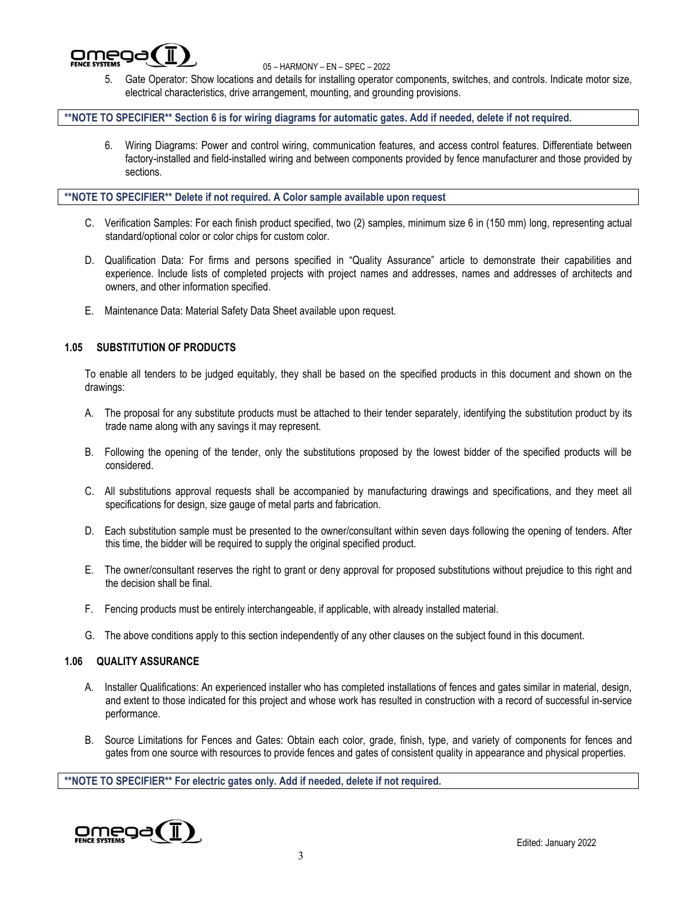5. Gate Operator: Show locations and details for installing operator components, switches, and controls. Indicate motor size, electrical characteristics, drive arrangement, mounting, and grounding provisions.

**\*\*NOTE TO SPECIFIER\*\* Section 6 is for wiring diagrams for automatic gates. Add if needed, delete if not required.**

6. Wiring Diagrams: Power and control wiring, communication features, and access control features. Differentiate between factory-installed and field-installed wiring and between components provided by fence manufacturer and those provided by sections.

**\*\*NOTE TO SPECIFIER\*\* Delete if not required. A Color sample available upon request**

C. Verification Samples: For each finish product specified, two (2) samples, minimum size 6 in (150 mm) long, representing actual standard/optional color or color chips for custom color.

D. Qualification Data: For firms and persons specified in "Quality Assurance" article to demonstrate their capabilities and experience. Include lists of completed projects with project names and addresses, names and addresses of architects and owners, and other information specified.

E. Maintenance Data: Material Safety Data Sheet available upon request.

### 1.05 SUBSTITUTION OF PRODUCTS

To enable all tenders to be judged equitably, they shall be based on the specified products in this document and shown on the drawings:

A. The proposal for any substitute products must be attached to their tender separately, identifying the substitution product by its trade name along with any savings it may represent.

B. Following the opening of the tender, only the substitutions proposed by the lowest bidder of the specified products will be considered.

C. All substitutions approval requests shall be accompanied by manufacturing drawings and specifications, and they meet all specifications for design, size gauge of metal parts and fabrication.

D. Each substitution sample must be presented to the owner/consultant within seven days following the opening of tenders. After this time, the bidder will be required to supply the original specified product.

E. The owner/consultant reserves the right to grant or deny approval for proposed substitutions without prejudice to this right and the decision shall be final.

F. Fencing products must be entirely interchangeable, if applicable, with already installed material.

G. The above conditions apply to this section independently of any other clauses on the subject found in this document.

### 1.06 QUALITY ASSURANCE

A. Installer Qualifications: An experienced installer who has completed installations of fences and gates similar in material, design, and extent to those indicated for this project and whose work has resulted in construction with a record of successful in-service performance.

B. Source Limitations for Fences and Gates: Obtain each color, grade, finish, type, and variety of components for fences and gates from one source with resources to provide fences and gates of consistent quality in appearance and physical properties.

**\*\*NOTE TO SPECIFIER\*\* For electric gates only. Add if needed, delete if not required.**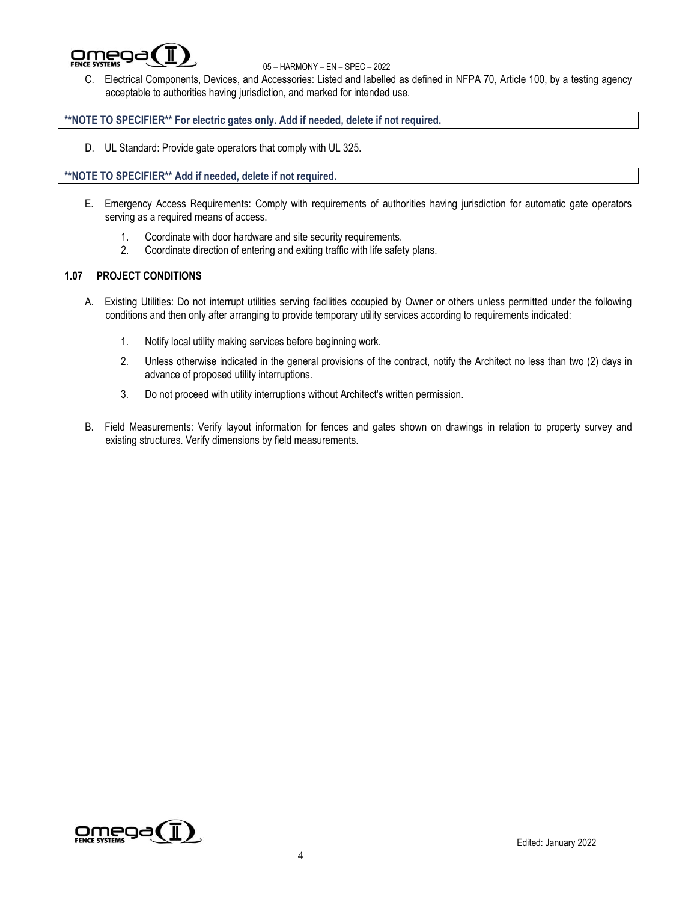C. Electrical Components, Devices, and Accessories: Listed and labelled as defined in NFPA 70, Article 100, by a testing agency acceptable to authorities having jurisdiction, and marked for intended use.

**\*\*NOTE TO SPECIFIER\*\* For electric gates only. Add if needed, delete if not required.**

D. UL Standard: Provide gate operators that comply with UL 325.

**\*\*NOTE TO SPECIFIER\*\* Add if needed, delete if not required.**

E. Emergency Access Requirements: Comply with requirements of authorities having jurisdiction for automatic gate operators serving as a required means of access.

1. Coordinate with door hardware and site security requirements.
2. Coordinate direction of entering and exiting traffic with life safety plans.

### 1.07 PROJECT CONDITIONS

A. Existing Utilities: Do not interrupt utilities serving facilities occupied by Owner or others unless permitted under the following conditions and then only after arranging to provide temporary utility services according to requirements indicated:

1. Notify local utility making services before beginning work.
2. Unless otherwise indicated in the general provisions of the contract, notify the Architect no less than two (2) days in advance of proposed utility interruptions.
3. Do not proceed with utility interruptions without Architect's written permission.

B. Field Measurements: Verify layout information for fences and gates shown on drawings in relation to property survey and existing structures. Verify dimensions by field measurements.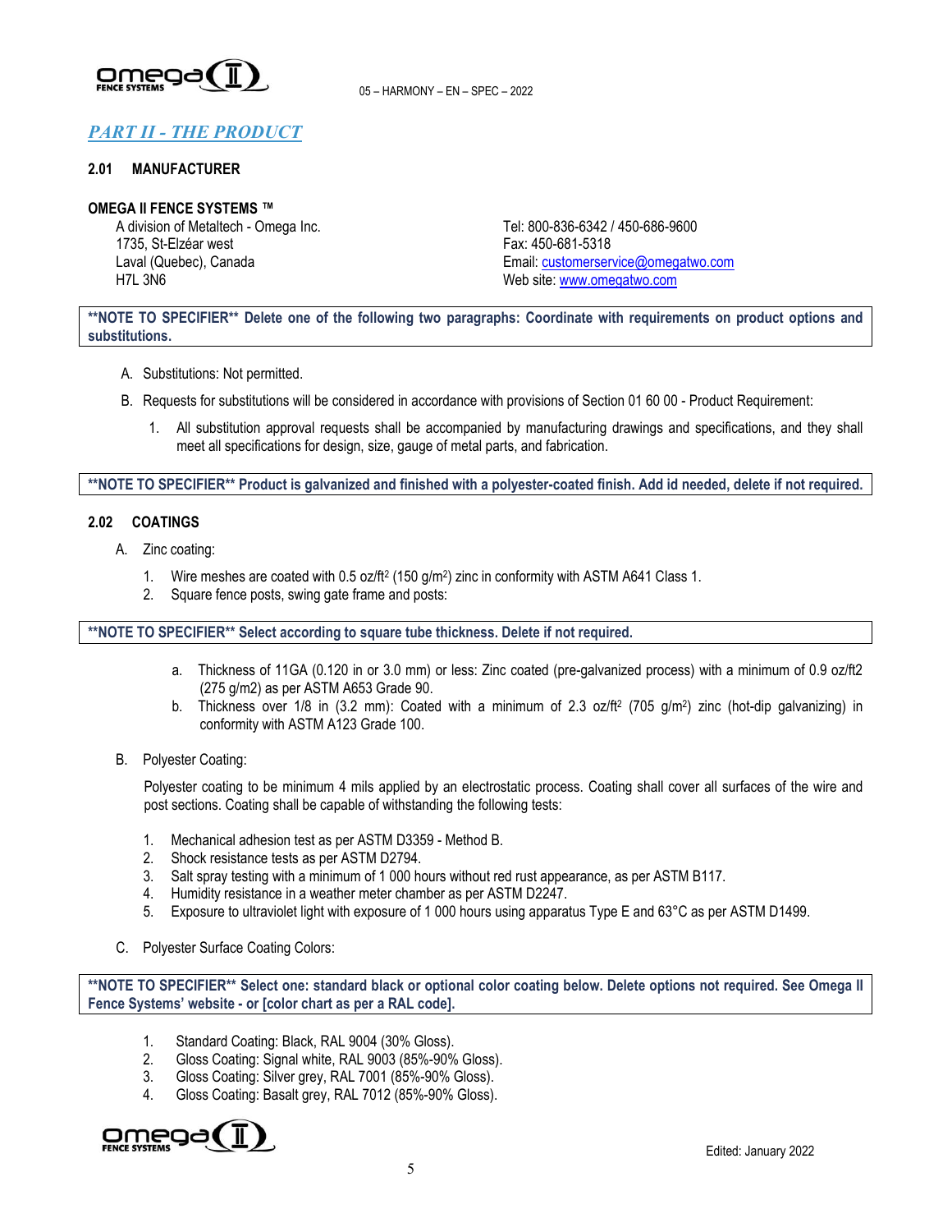## *PART II - THE PRODUCT*

### 2.01 MANUFACTURER

**OMEGA II FENCE SYSTEMS ™**

A division of Metaltech - Omega Inc.
1735, St-Elzéar west
Laval (Quebec), Canada
H7L 3N6

Tel: 800-836-6342 / 450-686-9600
Fax: 450-681-5318
Email: customerservice@omegatwo.com
Web site: www.omegatwo.com

**\*\*NOTE TO SPECIFIER\*\* Delete one of the following two paragraphs: Coordinate with requirements on product options and substitutions.**

A. Substitutions: Not permitted.

B. Requests for substitutions will be considered in accordance with provisions of Section 01 60 00 - Product Requirement:

1. All substitution approval requests shall be accompanied by manufacturing drawings and specifications, and they shall meet all specifications for design, size, gauge of metal parts, and fabrication.

**\*\*NOTE TO SPECIFIER\*\* Product is galvanized and finished with a polyester-coated finish. Add id needed, delete if not required.**

### 2.02 COATINGS

A. Zinc coating:

1. Wire meshes are coated with 0.5 oz/ft$^2$ (150 g/m$^2$) zinc in conformity with ASTM A641 Class 1.
2. Square fence posts, swing gate frame and posts:

**\*\*NOTE TO SPECIFIER\*\* Select according to square tube thickness. Delete if not required.**

a. Thickness of 11GA (0.120 in or 3.0 mm) or less: Zinc coated (pre-galvanized process) with a minimum of 0.9 oz/ft2 (275 g/m2) as per ASTM A653 Grade 90.
b. Thickness over 1/8 in (3.2 mm): Coated with a minimum of 2.3 oz/ft$^2$ (705 g/m$^2$) zinc (hot-dip galvanizing) in conformity with ASTM A123 Grade 100.

B. Polyester Coating:

Polyester coating to be minimum 4 mils applied by an electrostatic process. Coating shall cover all surfaces of the wire and post sections. Coating shall be capable of withstanding the following tests:

1. Mechanical adhesion test as per ASTM D3359 - Method B.
2. Shock resistance tests as per ASTM D2794.
3. Salt spray testing with a minimum of 1 000 hours without red rust appearance, as per ASTM B117.
4. Humidity resistance in a weather meter chamber as per ASTM D2247.
5. Exposure to ultraviolet light with exposure of 1 000 hours using apparatus Type E and 63°C as per ASTM D1499.

C. Polyester Surface Coating Colors:

**\*\*NOTE TO SPECIFIER\*\* Select one: standard black or optional color coating below. Delete options not required. See Omega II Fence Systems' website - or [color chart as per a RAL code].**

1. Standard Coating: Black, RAL 9004 (30% Gloss).
2. Gloss Coating: Signal white, RAL 9003 (85%-90% Gloss).
3. Gloss Coating: Silver grey, RAL 7001 (85%-90% Gloss).
4. Gloss Coating: Basalt grey, RAL 7012 (85%-90% Gloss).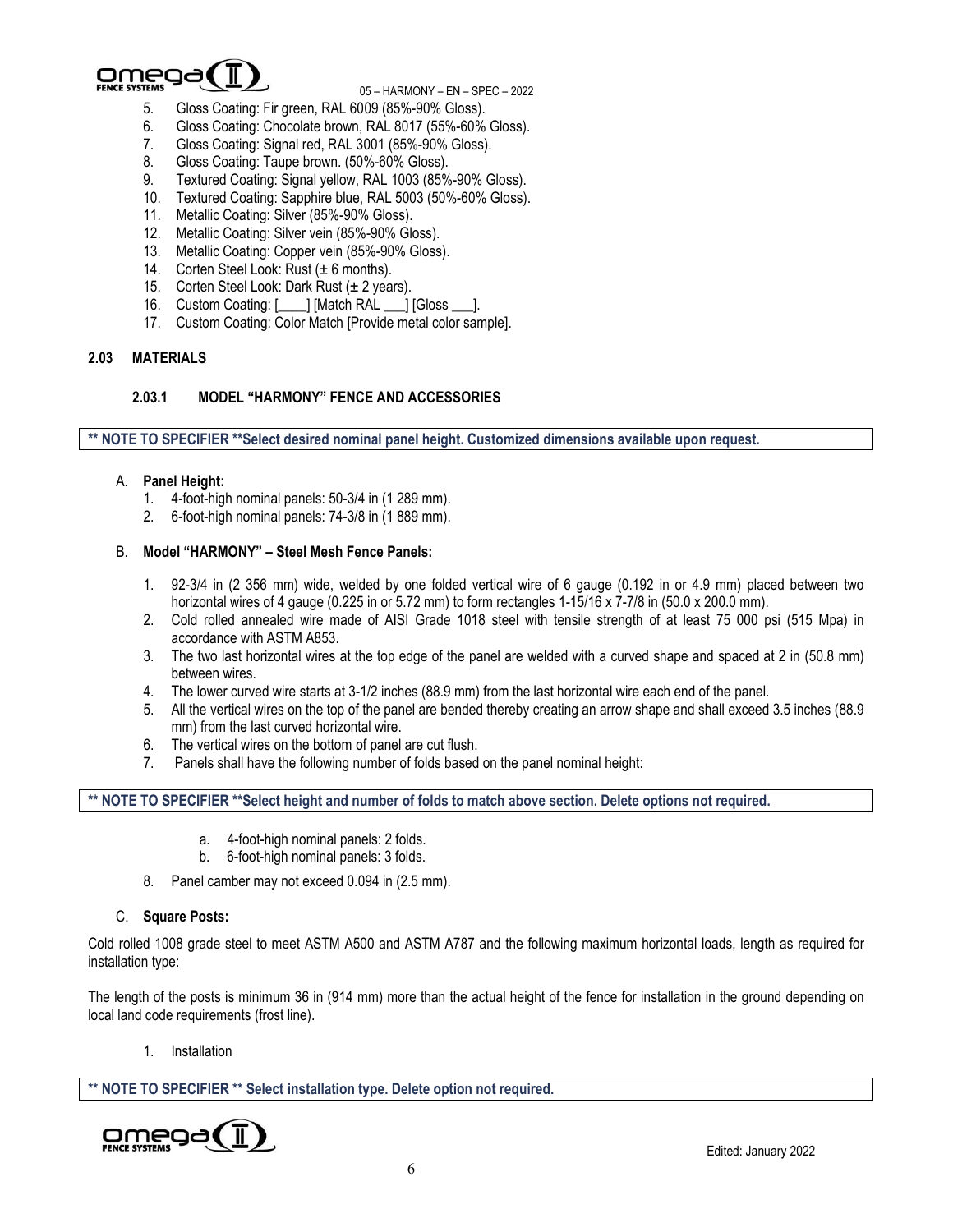5. Gloss Coating: Fir green, RAL 6009 (85%-90% Gloss).
6. Gloss Coating: Chocolate brown, RAL 8017 (55%-60% Gloss).
7. Gloss Coating: Signal red, RAL 3001 (85%-90% Gloss).
8. Gloss Coating: Taupe brown. (50%-60% Gloss).
9. Textured Coating: Signal yellow, RAL 1003 (85%-90% Gloss).
10. Textured Coating: Sapphire blue, RAL 5003 (50%-60% Gloss).
11. Metallic Coating: Silver (85%-90% Gloss).
12. Metallic Coating: Silver vein (85%-90% Gloss).
13. Metallic Coating: Copper vein (85%-90% Gloss).
14. Corten Steel Look: Rust (± 6 months).
15. Corten Steel Look: Dark Rust (± 2 years).
16. Custom Coating: [____] [Match RAL ___] [Gloss ___].
17. Custom Coating: Color Match [Provide metal color sample].

## 2.03 MATERIALS

### 2.03.1 MODEL "HARMONY" FENCE AND ACCESSORIES

**\*\* NOTE TO SPECIFIER \*\*Select desired nominal panel height. Customized dimensions available upon request.**

A. **Panel Height:**
   1. 4-foot-high nominal panels: 50-3/4 in (1 289 mm).
   2. 6-foot-high nominal panels: 74-3/8 in (1 889 mm).

B. **Model "HARMONY" – Steel Mesh Fence Panels:**

   1. 92-3/4 in (2 356 mm) wide, welded by one folded vertical wire of 6 gauge (0.192 in or 4.9 mm) placed between two horizontal wires of 4 gauge (0.225 in or 5.72 mm) to form rectangles 1-15/16 x 7-7/8 in (50.0 x 200.0 mm).
   2. Cold rolled annealed wire made of AISI Grade 1018 steel with tensile strength of at least 75 000 psi (515 Mpa) in accordance with ASTM A853.
   3. The two last horizontal wires at the top edge of the panel are welded with a curved shape and spaced at 2 in (50.8 mm) between wires.
   4. The lower curved wire starts at 3-1/2 inches (88.9 mm) from the last horizontal wire each end of the panel.
   5. All the vertical wires on the top of the panel are bended thereby creating an arrow shape and shall exceed 3.5 inches (88.9 mm) from the last curved horizontal wire.
   6. The vertical wires on the bottom of panel are cut flush.
   7. Panels shall have the following number of folds based on the panel nominal height:

**\*\* NOTE TO SPECIFIER \*\*Select height and number of folds to match above section. Delete options not required.**

      a. 4-foot-high nominal panels: 2 folds.
      b. 6-foot-high nominal panels: 3 folds.

   8. Panel camber may not exceed 0.094 in (2.5 mm).

C. **Square Posts:**

Cold rolled 1008 grade steel to meet ASTM A500 and ASTM A787 and the following maximum horizontal loads, length as required for installation type:

The length of the posts is minimum 36 in (914 mm) more than the actual height of the fence for installation in the ground depending on local land code requirements (frost line).

   1. Installation

**\*\* NOTE TO SPECIFIER \*\* Select installation type. Delete option not required.**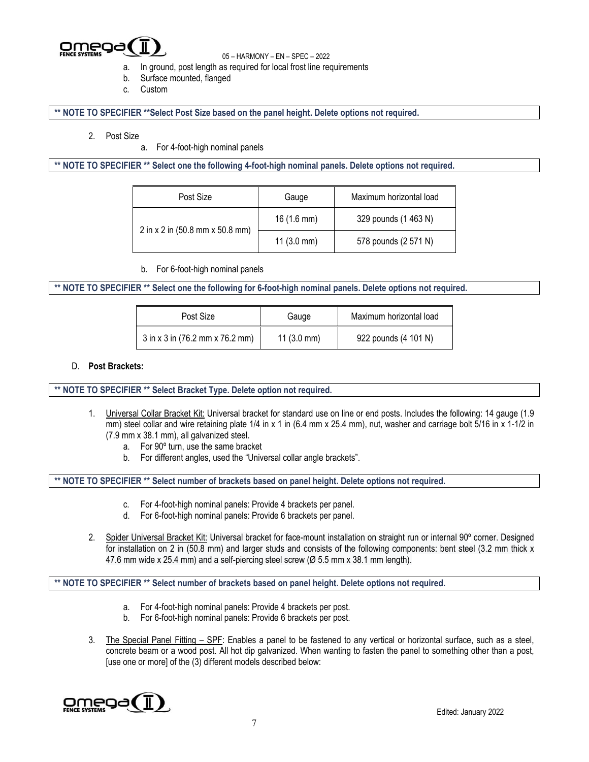a. In ground, post length as required for local frost line requirements
b. Surface mounted, flanged
c. Custom

**** NOTE TO SPECIFIER **Select Post Size based on the panel height. Delete options not required.**

2. Post Size
   a. For 4-foot-high nominal panels

**** NOTE TO SPECIFIER ** Select one the following 4-foot-high nominal panels. Delete options not required.**

| Post Size | Gauge | Maximum horizontal load |
|---|---|---|
| 2 in x 2 in (50.8 mm x 50.8 mm) | 16 (1.6 mm) | 329 pounds (1 463 N) |
| | 11 (3.0 mm) | 578 pounds (2 571 N) |

   b. For 6-foot-high nominal panels

**** NOTE TO SPECIFIER ** Select one the following for 6-foot-high nominal panels. Delete options not required.**

| Post Size | Gauge | Maximum horizontal load |
|---|---|---|
| 3 in x 3 in (76.2 mm x 76.2 mm) | 11 (3.0 mm) | 922 pounds (4 101 N) |

D. **Post Brackets:**

**** NOTE TO SPECIFIER ** Select Bracket Type. Delete option not required.**

1. Universal Collar Bracket Kit: Universal bracket for standard use on line or end posts. Includes the following: 14 gauge (1.9 mm) steel collar and wire retaining plate 1/4 in x 1 in (6.4 mm x 25.4 mm), nut, washer and carriage bolt 5/16 in x 1-1/2 in (7.9 mm x 38.1 mm), all galvanized steel.
   a. For 90º turn, use the same bracket
   b. For different angles, used the "Universal collar angle brackets".

**** NOTE TO SPECIFIER ** Select number of brackets based on panel height. Delete options not required.**

   c. For 4-foot-high nominal panels: Provide 4 brackets per panel.
   d. For 6-foot-high nominal panels: Provide 6 brackets per panel.

2. Spider Universal Bracket Kit: Universal bracket for face-mount installation on straight run or internal 90º corner. Designed for installation on 2 in (50.8 mm) and larger studs and consists of the following components: bent steel (3.2 mm thick x 47.6 mm wide x 25.4 mm) and a self-piercing steel screw (Ø 5.5 mm x 38.1 mm length).

**** NOTE TO SPECIFIER ** Select number of brackets based on panel height. Delete options not required.**

   a. For 4-foot-high nominal panels: Provide 4 brackets per post.
   b. For 6-foot-high nominal panels: Provide 6 brackets per post.

3. The Special Panel Fitting – SPF: Enables a panel to be fastened to any vertical or horizontal surface, such as a steel, concrete beam or a wood post. All hot dip galvanized. When wanting to fasten the panel to something other than a post, [use one or more] of the (3) different models described below: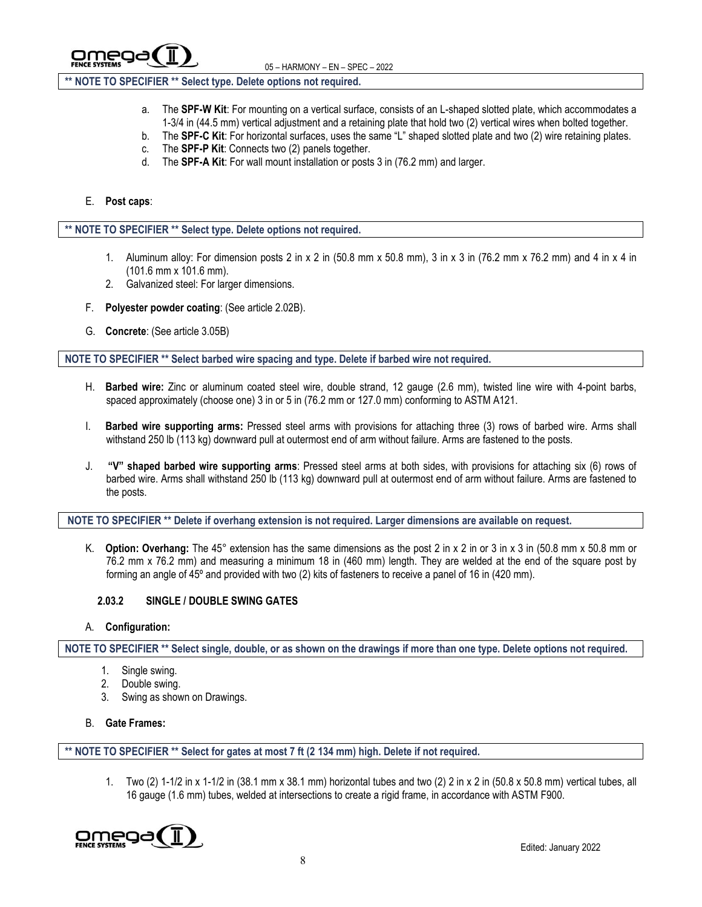**\*\* NOTE TO SPECIFIER \*\* Select type. Delete options not required.**

a. The **SPF-W Kit**: For mounting on a vertical surface, consists of an L-shaped slotted plate, which accommodates a 1-3/4 in (44.5 mm) vertical adjustment and a retaining plate that hold two (2) vertical wires when bolted together.
b. The **SPF-C Kit**: For horizontal surfaces, uses the same "L" shaped slotted plate and two (2) wire retaining plates.
c. The **SPF-P Kit**: Connects two (2) panels together.
d. The **SPF-A Kit**: For wall mount installation or posts 3 in (76.2 mm) and larger.

E. **Post caps**:

**\*\* NOTE TO SPECIFIER \*\* Select type. Delete options not required.**

1. Aluminum alloy: For dimension posts 2 in x 2 in (50.8 mm x 50.8 mm), 3 in x 3 in (76.2 mm x 76.2 mm) and 4 in x 4 in (101.6 mm x 101.6 mm).
2. Galvanized steel: For larger dimensions.

F. **Polyester powder coating**: (See article 2.02B).

G. **Concrete**: (See article 3.05B)

**NOTE TO SPECIFIER \*\* Select barbed wire spacing and type. Delete if barbed wire not required.**

H. **Barbed wire:** Zinc or aluminum coated steel wire, double strand, 12 gauge (2.6 mm), twisted line wire with 4-point barbs, spaced approximately (choose one) 3 in or 5 in (76.2 mm or 127.0 mm) conforming to ASTM A121.

I. **Barbed wire supporting arms:** Pressed steel arms with provisions for attaching three (3) rows of barbed wire. Arms shall withstand 250 lb (113 kg) downward pull at outermost end of arm without failure. Arms are fastened to the posts.

J. **"V" shaped barbed wire supporting arms**: Pressed steel arms at both sides, with provisions for attaching six (6) rows of barbed wire. Arms shall withstand 250 lb (113 kg) downward pull at outermost end of arm without failure. Arms are fastened to the posts.

**NOTE TO SPECIFIER \*\* Delete if overhang extension is not required. Larger dimensions are available on request.**

K. **Option: Overhang:** The 45° extension has the same dimensions as the post 2 in x 2 in or 3 in x 3 in (50.8 mm x 50.8 mm or 76.2 mm x 76.2 mm) and measuring a minimum 18 in (460 mm) length. They are welded at the end of the square post by forming an angle of 45º and provided with two (2) kits of fasteners to receive a panel of 16 in (420 mm).

### 2.03.2 SINGLE / DOUBLE SWING GATES

A. **Configuration:**

**NOTE TO SPECIFIER \*\* Select single, double, or as shown on the drawings if more than one type. Delete options not required.**

1. Single swing.
2. Double swing.
3. Swing as shown on Drawings.

B. **Gate Frames:**

**\*\* NOTE TO SPECIFIER \*\* Select for gates at most 7 ft (2 134 mm) high. Delete if not required.**

1. Two (2) 1-1/2 in x 1-1/2 in (38.1 mm x 38.1 mm) horizontal tubes and two (2) 2 in x 2 in (50.8 x 50.8 mm) vertical tubes, all 16 gauge (1.6 mm) tubes, welded at intersections to create a rigid frame, in accordance with ASTM F900.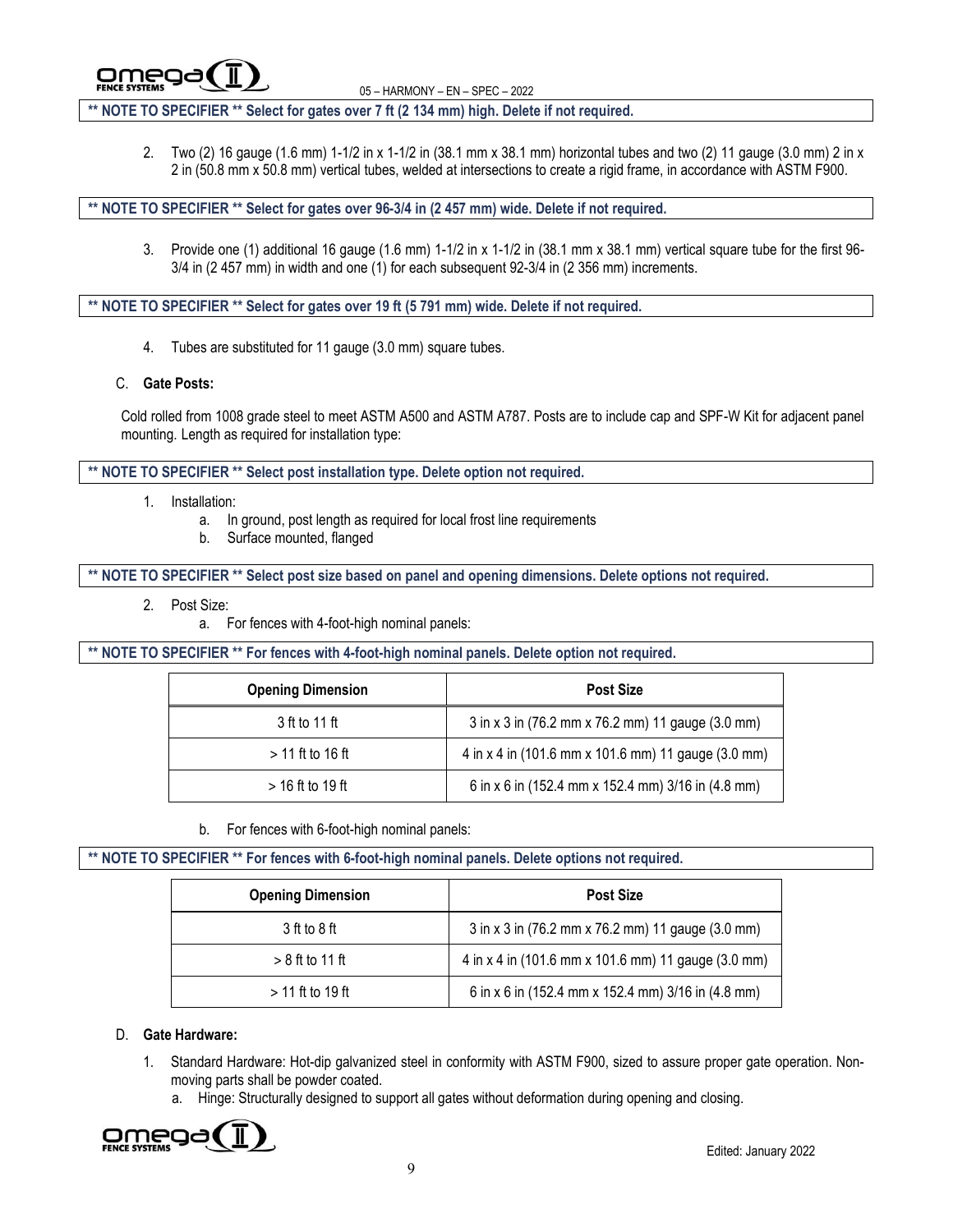**** NOTE TO SPECIFIER ** Select for gates over 7 ft (2 134 mm) high. Delete if not required.**

2. Two (2) 16 gauge (1.6 mm) 1-1/2 in x 1-1/2 in (38.1 mm x 38.1 mm) horizontal tubes and two (2) 11 gauge (3.0 mm) 2 in x 2 in (50.8 mm x 50.8 mm) vertical tubes, welded at intersections to create a rigid frame, in accordance with ASTM F900.

**** NOTE TO SPECIFIER ** Select for gates over 96-3/4 in (2 457 mm) wide. Delete if not required.**

3. Provide one (1) additional 16 gauge (1.6 mm) 1-1/2 in x 1-1/2 in (38.1 mm x 38.1 mm) vertical square tube for the first 96-3/4 in (2 457 mm) in width and one (1) for each subsequent 92-3/4 in (2 356 mm) increments.

**** NOTE TO SPECIFIER ** Select for gates over 19 ft (5 791 mm) wide. Delete if not required.**

4. Tubes are substituted for 11 gauge (3.0 mm) square tubes.

C. **Gate Posts:**

Cold rolled from 1008 grade steel to meet ASTM A500 and ASTM A787. Posts are to include cap and SPF-W Kit for adjacent panel mounting. Length as required for installation type:

**** NOTE TO SPECIFIER ** Select post installation type. Delete option not required.**

1. Installation:
   a. In ground, post length as required for local frost line requirements
   b. Surface mounted, flanged

**** NOTE TO SPECIFIER ** Select post size based on panel and opening dimensions. Delete options not required.**

2. Post Size:
   a. For fences with 4-foot-high nominal panels:

**** NOTE TO SPECIFIER ** For fences with 4-foot-high nominal panels. Delete option not required.**

| Opening Dimension | Post Size |
|---|---|
| 3 ft to 11 ft | 3 in x 3 in (76.2 mm x 76.2 mm) 11 gauge (3.0 mm) |
| > 11 ft to 16 ft | 4 in x 4 in (101.6 mm x 101.6 mm) 11 gauge (3.0 mm) |
| > 16 ft to 19 ft | 6 in x 6 in (152.4 mm x 152.4 mm) 3/16 in (4.8 mm) |

   b. For fences with 6-foot-high nominal panels:

**** NOTE TO SPECIFIER ** For fences with 6-foot-high nominal panels. Delete options not required.**

| Opening Dimension | Post Size |
|---|---|
| 3 ft to 8 ft | 3 in x 3 in (76.2 mm x 76.2 mm) 11 gauge (3.0 mm) |
| > 8 ft to 11 ft | 4 in x 4 in (101.6 mm x 101.6 mm) 11 gauge (3.0 mm) |
| > 11 ft to 19 ft | 6 in x 6 in (152.4 mm x 152.4 mm) 3/16 in (4.8 mm) |

D. **Gate Hardware:**

1. Standard Hardware: Hot-dip galvanized steel in conformity with ASTM F900, sized to assure proper gate operation. Non-moving parts shall be powder coated.
   a. Hinge: Structurally designed to support all gates without deformation during opening and closing.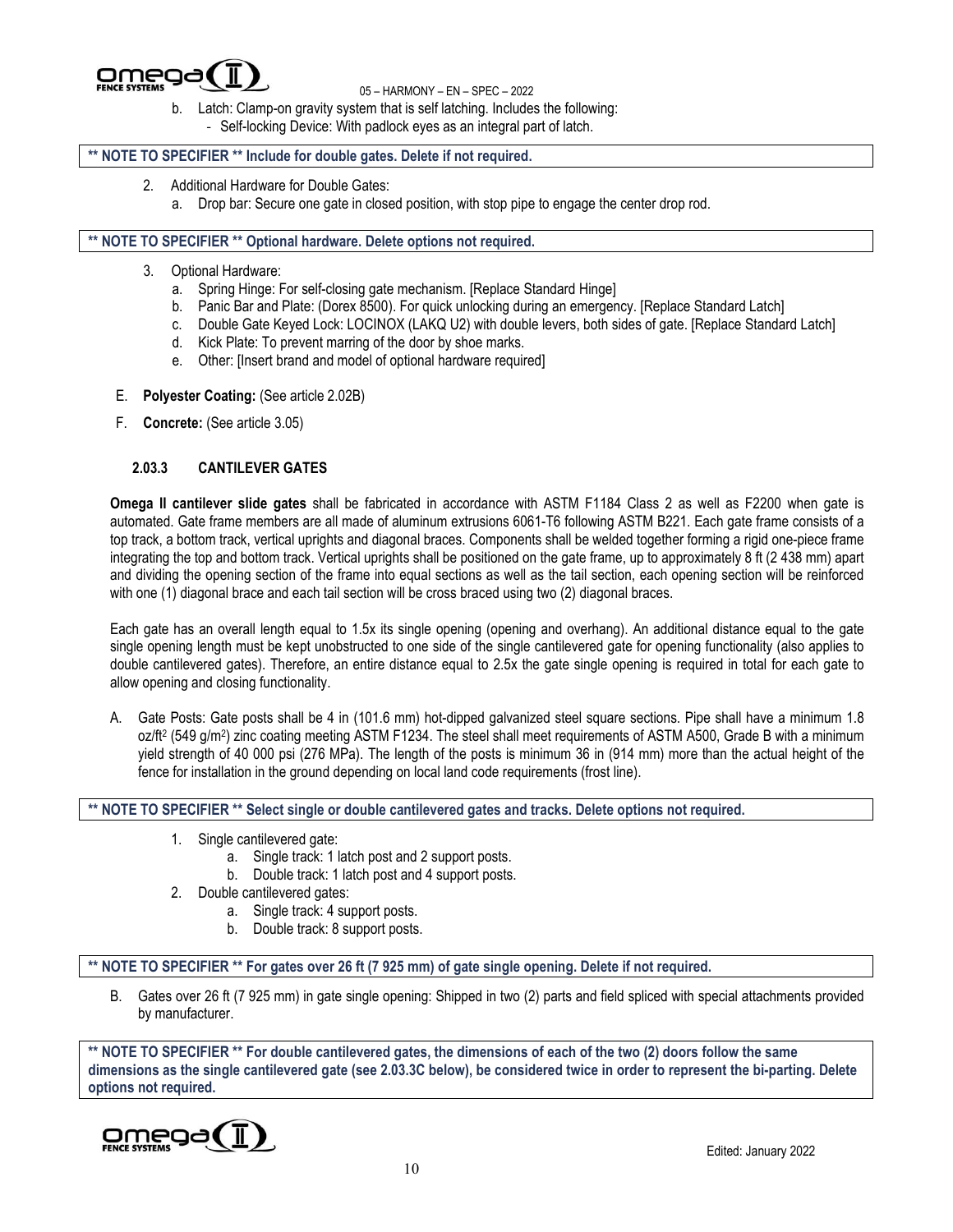b. Latch: Clamp-on gravity system that is self latching. Includes the following:
   - Self-locking Device: With padlock eyes as an integral part of latch.

**** NOTE TO SPECIFIER ** Include for double gates. Delete if not required.**

2. Additional Hardware for Double Gates:
   a. Drop bar: Secure one gate in closed position, with stop pipe to engage the center drop rod.

**** NOTE TO SPECIFIER ** Optional hardware. Delete options not required.**

3. Optional Hardware:
   a. Spring Hinge: For self-closing gate mechanism. [Replace Standard Hinge]
   b. Panic Bar and Plate: (Dorex 8500). For quick unlocking during an emergency. [Replace Standard Latch]
   c. Double Gate Keyed Lock: LOCINOX (LAKQ U2) with double levers, both sides of gate. [Replace Standard Latch]
   d. Kick Plate: To prevent marring of the door by shoe marks.
   e. Other: [Insert brand and model of optional hardware required]

E. **Polyester Coating:** (See article 2.02B)

F. **Concrete:** (See article 3.05)

### 2.03.3 CANTILEVER GATES

**Omega II cantilever slide gates** shall be fabricated in accordance with ASTM F1184 Class 2 as well as F2200 when gate is automated. Gate frame members are all made of aluminum extrusions 6061-T6 following ASTM B221. Each gate frame consists of a top track, a bottom track, vertical uprights and diagonal braces. Components shall be welded together forming a rigid one-piece frame integrating the top and bottom track. Vertical uprights shall be positioned on the gate frame, up to approximately 8 ft (2 438 mm) apart and dividing the opening section of the frame into equal sections as well as the tail section, each opening section will be reinforced with one (1) diagonal brace and each tail section will be cross braced using two (2) diagonal braces.

Each gate has an overall length equal to 1.5x its single opening (opening and overhang). An additional distance equal to the gate single opening length must be kept unobstructed to one side of the single cantilevered gate for opening functionality (also applies to double cantilevered gates). Therefore, an entire distance equal to 2.5x the gate single opening is required in total for each gate to allow opening and closing functionality.

A. Gate Posts: Gate posts shall be 4 in (101.6 mm) hot-dipped galvanized steel square sections. Pipe shall have a minimum 1.8 oz/ft$^2$ (549 g/m$^2$) zinc coating meeting ASTM F1234. The steel shall meet requirements of ASTM A500, Grade B with a minimum yield strength of 40 000 psi (276 MPa). The length of the posts is minimum 36 in (914 mm) more than the actual height of the fence for installation in the ground depending on local land code requirements (frost line).

**** NOTE TO SPECIFIER ** Select single or double cantilevered gates and tracks. Delete options not required.**

1. Single cantilevered gate:
   a. Single track: 1 latch post and 2 support posts.
   b. Double track: 1 latch post and 4 support posts.
2. Double cantilevered gates:
   a. Single track: 4 support posts.
   b. Double track: 8 support posts.

**** NOTE TO SPECIFIER ** For gates over 26 ft (7 925 mm) of gate single opening. Delete if not required.**

B. Gates over 26 ft (7 925 mm) in gate single opening: Shipped in two (2) parts and field spliced with special attachments provided by manufacturer.

**** NOTE TO SPECIFIER ** For double cantilevered gates, the dimensions of each of the two (2) doors follow the same dimensions as the single cantilevered gate (see 2.03.3C below), be considered twice in order to represent the bi-parting. Delete options not required.**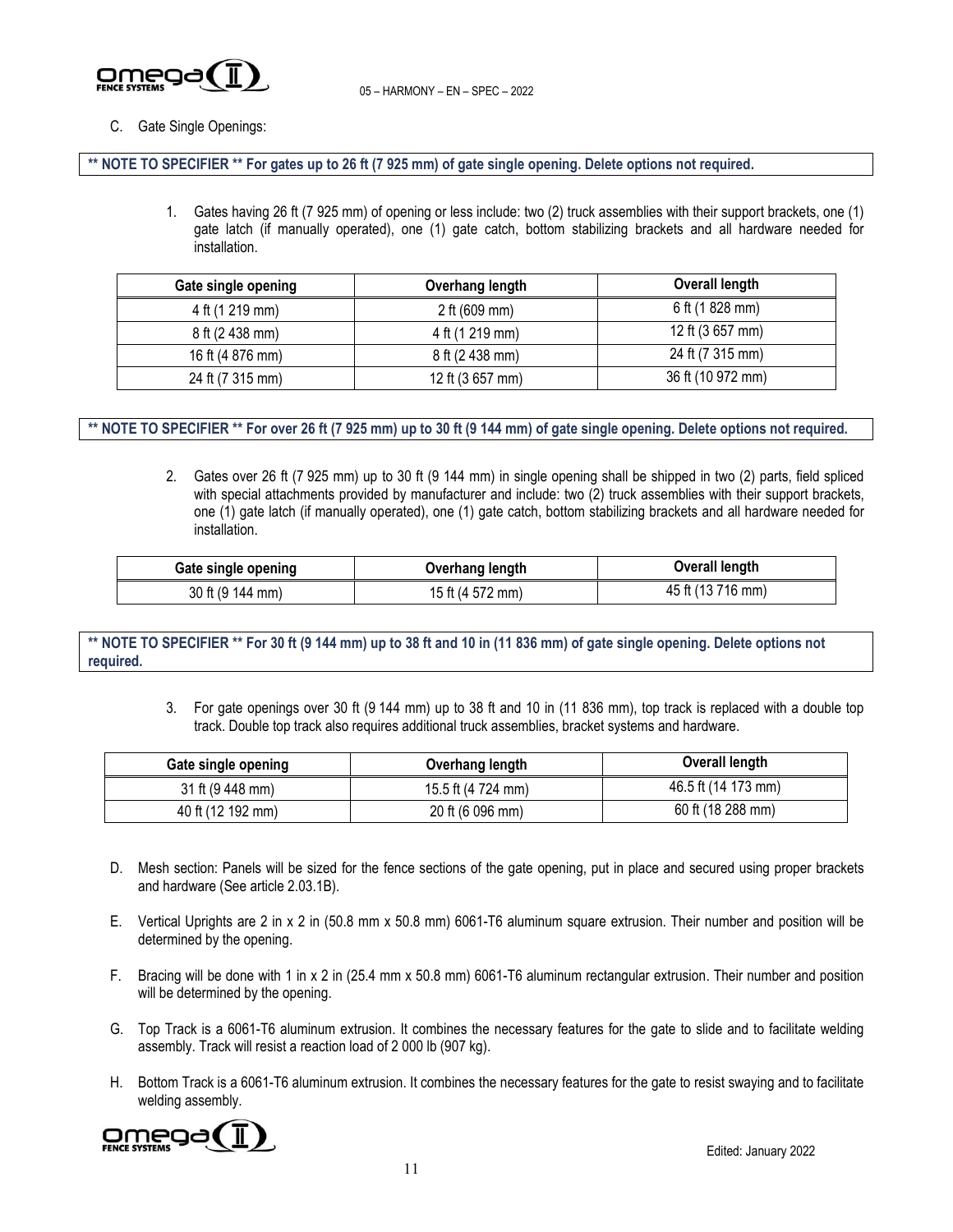C. Gate Single Openings:

**** NOTE TO SPECIFIER ** For gates up to 26 ft (7 925 mm) of gate single opening. Delete options not required.**

1. Gates having 26 ft (7 925 mm) of opening or less include: two (2) truck assemblies with their support brackets, one (1) gate latch (if manually operated), one (1) gate catch, bottom stabilizing brackets and all hardware needed for installation.

| Gate single opening | Overhang length | Overall length |
|---|---|---|
| 4 ft (1 219 mm) | 2 ft (609 mm) | 6 ft (1 828 mm) |
| 8 ft (2 438 mm) | 4 ft (1 219 mm) | 12 ft (3 657 mm) |
| 16 ft (4 876 mm) | 8 ft (2 438 mm) | 24 ft (7 315 mm) |
| 24 ft (7 315 mm) | 12 ft (3 657 mm) | 36 ft (10 972 mm) |

**** NOTE TO SPECIFIER ** For over 26 ft (7 925 mm) up to 30 ft (9 144 mm) of gate single opening. Delete options not required.**

2. Gates over 26 ft (7 925 mm) up to 30 ft (9 144 mm) in single opening shall be shipped in two (2) parts, field spliced with special attachments provided by manufacturer and include: two (2) truck assemblies with their support brackets, one (1) gate latch (if manually operated), one (1) gate catch, bottom stabilizing brackets and all hardware needed for installation.

| Gate single opening | Overhang length | Overall length |
|---|---|---|
| 30 ft (9 144 mm) | 15 ft (4 572 mm) | 45 ft (13 716 mm) |

**** NOTE TO SPECIFIER ** For 30 ft (9 144 mm) up to 38 ft and 10 in (11 836 mm) of gate single opening. Delete options not required.**

3. For gate openings over 30 ft (9 144 mm) up to 38 ft and 10 in (11 836 mm), top track is replaced with a double top track. Double top track also requires additional truck assemblies, bracket systems and hardware.

| Gate single opening | Overhang length | Overall length |
|---|---|---|
| 31 ft (9 448 mm) | 15.5 ft (4 724 mm) | 46.5 ft (14 173 mm) |
| 40 ft (12 192 mm) | 20 ft (6 096 mm) | 60 ft (18 288 mm) |

D. Mesh section: Panels will be sized for the fence sections of the gate opening, put in place and secured using proper brackets and hardware (See article 2.03.1B).

E. Vertical Uprights are 2 in x 2 in (50.8 mm x 50.8 mm) 6061-T6 aluminum square extrusion. Their number and position will be determined by the opening.

F. Bracing will be done with 1 in x 2 in (25.4 mm x 50.8 mm) 6061-T6 aluminum rectangular extrusion. Their number and position will be determined by the opening.

G. Top Track is a 6061-T6 aluminum extrusion. It combines the necessary features for the gate to slide and to facilitate welding assembly. Track will resist a reaction load of 2 000 lb (907 kg).

H. Bottom Track is a 6061-T6 aluminum extrusion. It combines the necessary features for the gate to resist swaying and to facilitate welding assembly.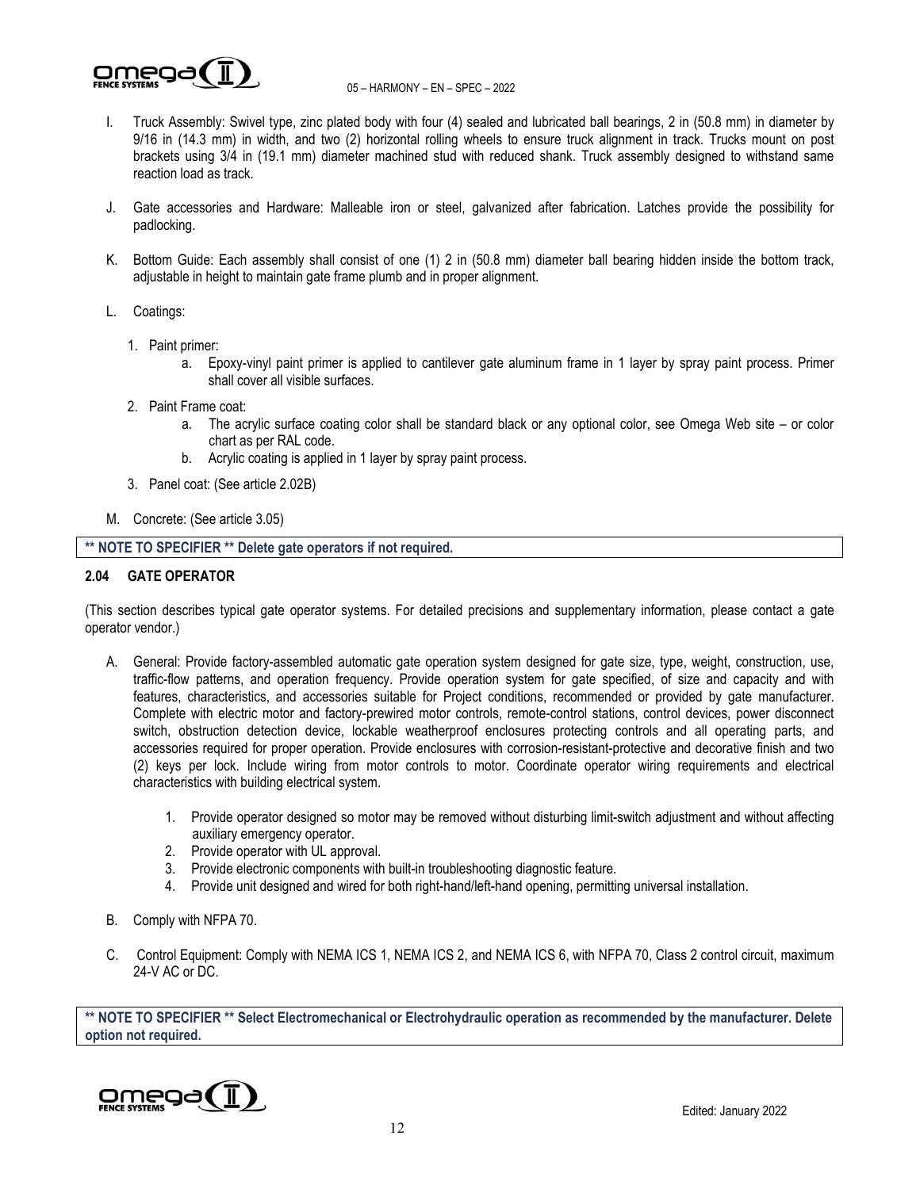I. Truck Assembly: Swivel type, zinc plated body with four (4) sealed and lubricated ball bearings, 2 in (50.8 mm) in diameter by 9/16 in (14.3 mm) in width, and two (2) horizontal rolling wheels to ensure truck alignment in track. Trucks mount on post brackets using 3/4 in (19.1 mm) diameter machined stud with reduced shank. Truck assembly designed to withstand same reaction load as track.

J. Gate accessories and Hardware: Malleable iron or steel, galvanized after fabrication. Latches provide the possibility for padlocking.

K. Bottom Guide: Each assembly shall consist of one (1) 2 in (50.8 mm) diameter ball bearing hidden inside the bottom track, adjustable in height to maintain gate frame plumb and in proper alignment.

L. Coatings:

1. Paint primer:
   a. Epoxy-vinyl paint primer is applied to cantilever gate aluminum frame in 1 layer by spray paint process. Primer shall cover all visible surfaces.
2. Paint Frame coat:
   a. The acrylic surface coating color shall be standard black or any optional color, see Omega Web site – or color chart as per RAL code.
   b. Acrylic coating is applied in 1 layer by spray paint process.
3. Panel coat: (See article 2.02B)

M. Concrete: (See article 3.05)

**\*\* NOTE TO SPECIFIER \*\* Delete gate operators if not required.**

## 2.04 GATE OPERATOR

(This section describes typical gate operator systems. For detailed precisions and supplementary information, please contact a gate operator vendor.)

A. General: Provide factory-assembled automatic gate operation system designed for gate size, type, weight, construction, use, traffic-flow patterns, and operation frequency. Provide operation system for gate specified, of size and capacity and with features, characteristics, and accessories suitable for Project conditions, recommended or provided by gate manufacturer. Complete with electric motor and factory-prewired motor controls, remote-control stations, control devices, power disconnect switch, obstruction detection device, lockable weatherproof enclosures protecting controls and all operating parts, and accessories required for proper operation. Provide enclosures with corrosion-resistant-protective and decorative finish and two (2) keys per lock. Include wiring from motor controls to motor. Coordinate operator wiring requirements and electrical characteristics with building electrical system.

1. Provide operator designed so motor may be removed without disturbing limit-switch adjustment and without affecting auxiliary emergency operator.
2. Provide operator with UL approval.
3. Provide electronic components with built-in troubleshooting diagnostic feature.
4. Provide unit designed and wired for both right-hand/left-hand opening, permitting universal installation.

B. Comply with NFPA 70.

C. Control Equipment: Comply with NEMA ICS 1, NEMA ICS 2, and NEMA ICS 6, with NFPA 70, Class 2 control circuit, maximum 24-V AC or DC.

**\*\* NOTE TO SPECIFIER \*\* Select Electromechanical or Electrohydraulic operation as recommended by the manufacturer. Delete option not required.**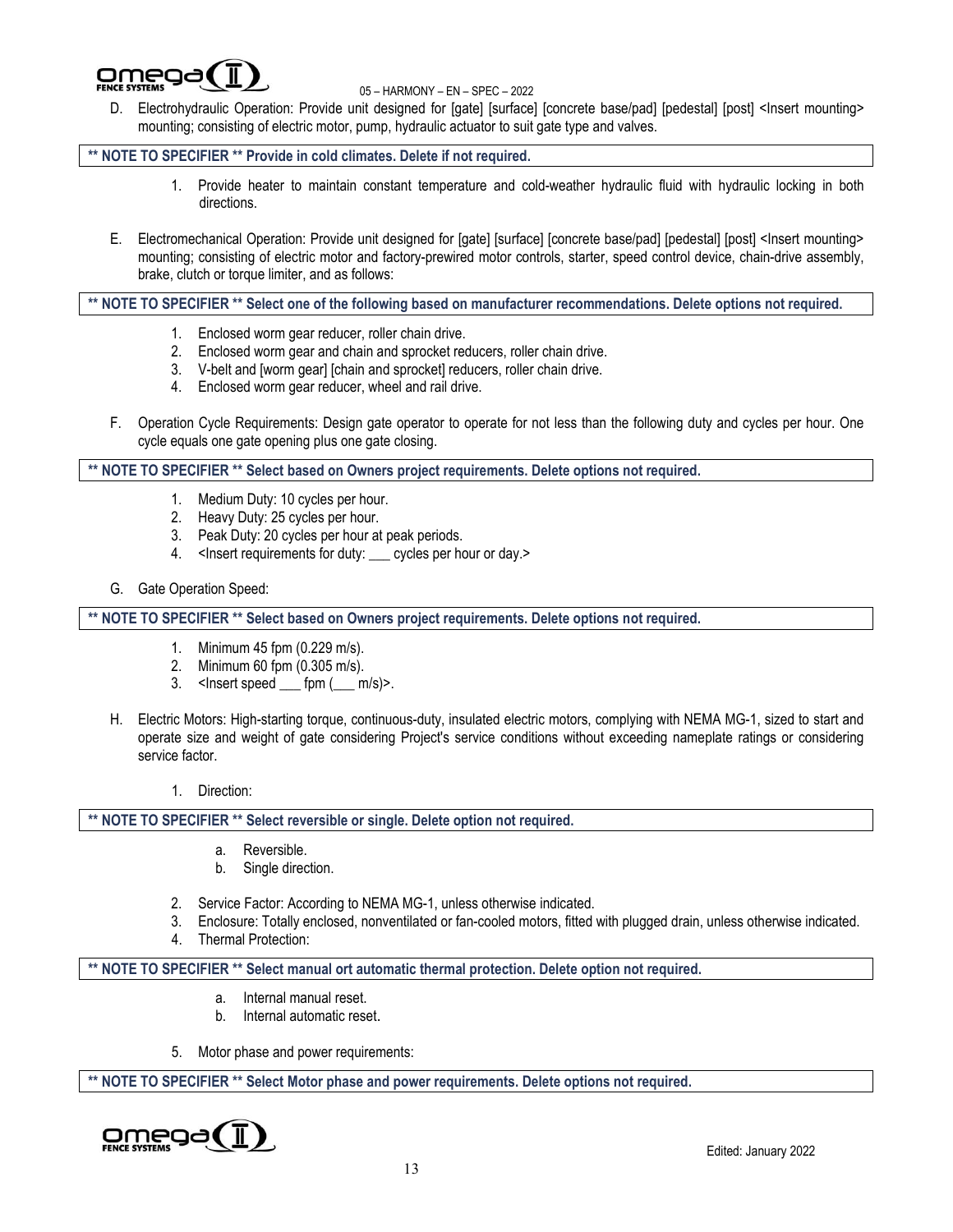D. Electrohydraulic Operation: Provide unit designed for [gate] [surface] [concrete base/pad] [pedestal] [post] <Insert mounting> mounting; consisting of electric motor, pump, hydraulic actuator to suit gate type and valves.

**** NOTE TO SPECIFIER ** Provide in cold climates. Delete if not required.**

1. Provide heater to maintain constant temperature and cold-weather hydraulic fluid with hydraulic locking in both directions.

E. Electromechanical Operation: Provide unit designed for [gate] [surface] [concrete base/pad] [pedestal] [post] <Insert mounting> mounting; consisting of electric motor and factory-prewired motor controls, starter, speed control device, chain-drive assembly, brake, clutch or torque limiter, and as follows:

**** NOTE TO SPECIFIER ** Select one of the following based on manufacturer recommendations. Delete options not required.**

1. Enclosed worm gear reducer, roller chain drive.
2. Enclosed worm gear and chain and sprocket reducers, roller chain drive.
3. V-belt and [worm gear] [chain and sprocket] reducers, roller chain drive.
4. Enclosed worm gear reducer, wheel and rail drive.

F. Operation Cycle Requirements: Design gate operator to operate for not less than the following duty and cycles per hour. One cycle equals one gate opening plus one gate closing.

**** NOTE TO SPECIFIER ** Select based on Owners project requirements. Delete options not required.**

1. Medium Duty: 10 cycles per hour.
2. Heavy Duty: 25 cycles per hour.
3. Peak Duty: 20 cycles per hour at peak periods.
4. <Insert requirements for duty: ___ cycles per hour or day.>

G. Gate Operation Speed:

**** NOTE TO SPECIFIER ** Select based on Owners project requirements. Delete options not required.**

1. Minimum 45 fpm (0.229 m/s).
2. Minimum 60 fpm (0.305 m/s).
3. <Insert speed ___ fpm (___ m/s)>.

H. Electric Motors: High-starting torque, continuous-duty, insulated electric motors, complying with NEMA MG-1, sized to start and operate size and weight of gate considering Project's service conditions without exceeding nameplate ratings or considering service factor.

1. Direction:

**** NOTE TO SPECIFIER ** Select reversible or single. Delete option not required.**

a. Reversible.
b. Single direction.

2. Service Factor: According to NEMA MG-1, unless otherwise indicated.
3. Enclosure: Totally enclosed, nonventilated or fan-cooled motors, fitted with plugged drain, unless otherwise indicated.
4. Thermal Protection:

**** NOTE TO SPECIFIER ** Select manual ort automatic thermal protection. Delete option not required.**

a. Internal manual reset.
b. Internal automatic reset.

5. Motor phase and power requirements:

**** NOTE TO SPECIFIER ** Select Motor phase and power requirements. Delete options not required.**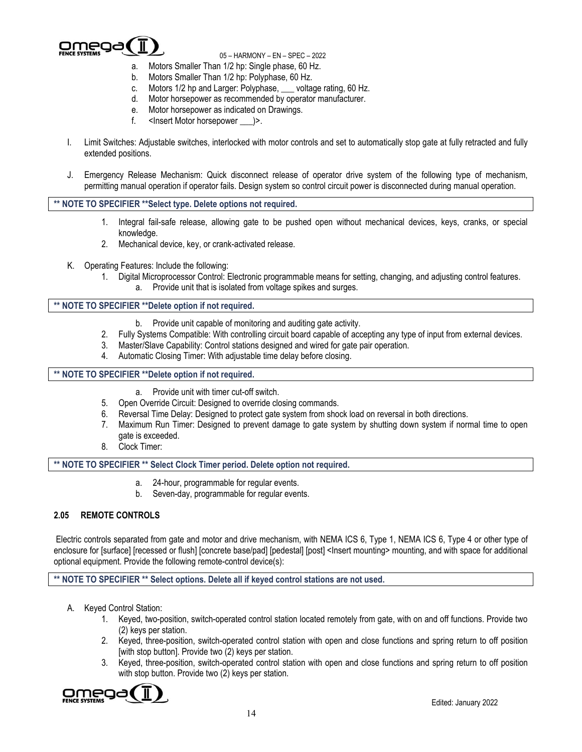a. Motors Smaller Than 1/2 hp: Single phase, 60 Hz.
b. Motors Smaller Than 1/2 hp: Polyphase, 60 Hz.
c. Motors 1/2 hp and Larger: Polyphase, ___ voltage rating, 60 Hz.
d. Motor horsepower as recommended by operator manufacturer.
e. Motor horsepower as indicated on Drawings.
f. <Insert Motor horsepower ___)>.

I. Limit Switches: Adjustable switches, interlocked with motor controls and set to automatically stop gate at fully retracted and fully extended positions.

J. Emergency Release Mechanism: Quick disconnect release of operator drive system of the following type of mechanism, permitting manual operation if operator fails. Design system so control circuit power is disconnected during manual operation.

**\*\* NOTE TO SPECIFIER \*\*Select type. Delete options not required.**

1. Integral fail-safe release, allowing gate to be pushed open without mechanical devices, keys, cranks, or special knowledge.
2. Mechanical device, key, or crank-activated release.

K. Operating Features: Include the following:
1. Digital Microprocessor Control: Electronic programmable means for setting, changing, and adjusting control features.
   a. Provide unit that is isolated from voltage spikes and surges.

**\*\* NOTE TO SPECIFIER \*\*Delete option if not required.**

   b. Provide unit capable of monitoring and auditing gate activity.
2. Fully Systems Compatible: With controlling circuit board capable of accepting any type of input from external devices.
3. Master/Slave Capability: Control stations designed and wired for gate pair operation.
4. Automatic Closing Timer: With adjustable time delay before closing.

**\*\* NOTE TO SPECIFIER \*\*Delete option if not required.**

   a. Provide unit with timer cut-off switch.
5. Open Override Circuit: Designed to override closing commands.
6. Reversal Time Delay: Designed to protect gate system from shock load on reversal in both directions.
7. Maximum Run Timer: Designed to prevent damage to gate system by shutting down system if normal time to open gate is exceeded.
8. Clock Timer:

**\*\* NOTE TO SPECIFIER \*\* Select Clock Timer period. Delete option not required.**

   a. 24-hour, programmable for regular events.
   b. Seven-day, programmable for regular events.

### 2.05 REMOTE CONTROLS

Electric controls separated from gate and motor and drive mechanism, with NEMA ICS 6, Type 1, NEMA ICS 6, Type 4 or other type of enclosure for [surface] [recessed or flush] [concrete base/pad] [pedestal] [post] <Insert mounting> mounting, and with space for additional optional equipment. Provide the following remote-control device(s):

**\*\* NOTE TO SPECIFIER \*\* Select options. Delete all if keyed control stations are not used.**

A. Keyed Control Station:
1. Keyed, two-position, switch-operated control station located remotely from gate, with on and off functions. Provide two (2) keys per station.
2. Keyed, three-position, switch-operated control station with open and close functions and spring return to off position [with stop button]. Provide two (2) keys per station.
3. Keyed, three-position, switch-operated control station with open and close functions and spring return to off position with stop button. Provide two (2) keys per station.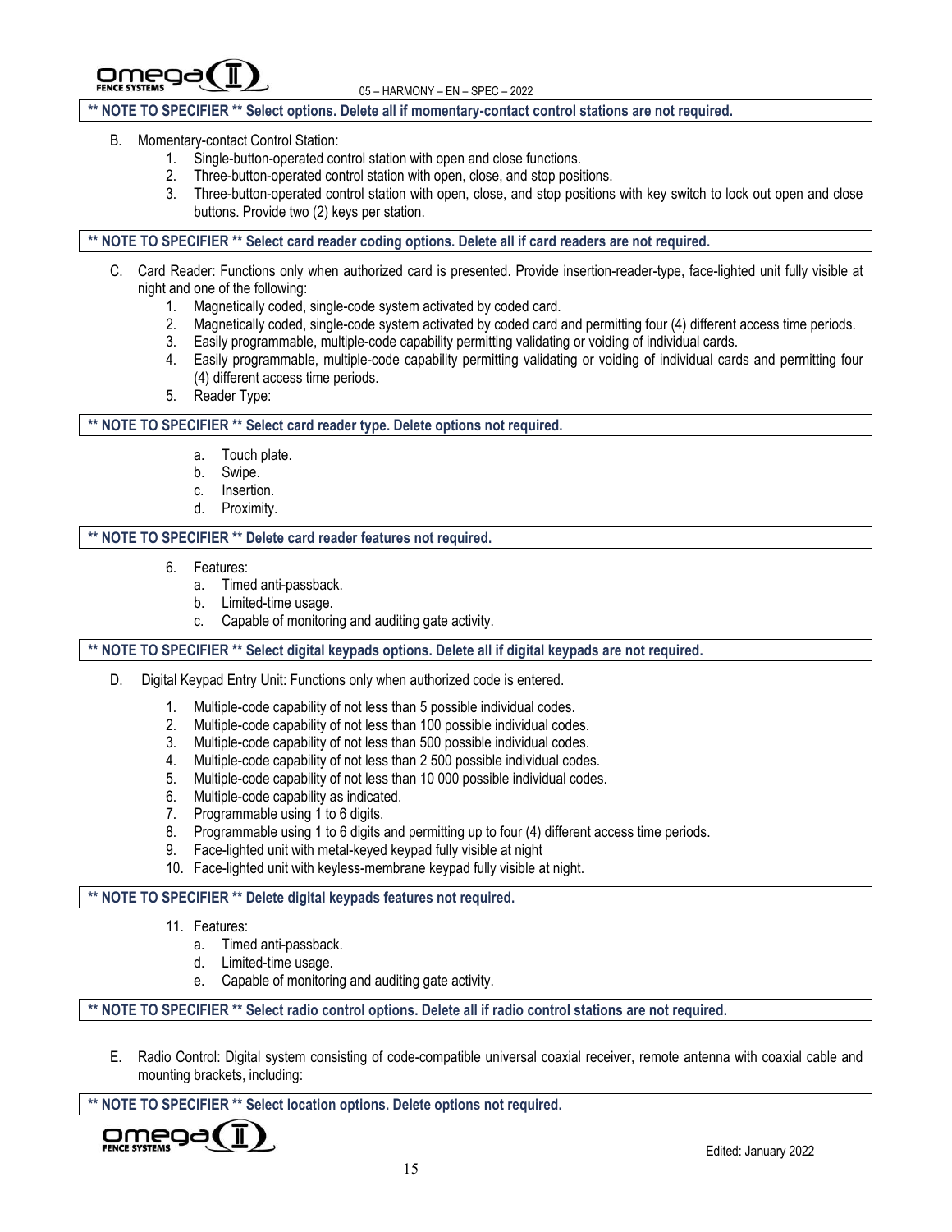**\*\* NOTE TO SPECIFIER \*\* Select options. Delete all if momentary-contact control stations are not required.**

B. Momentary-contact Control Station:
   1. Single-button-operated control station with open and close functions.
   2. Three-button-operated control station with open, close, and stop positions.
   3. Three-button-operated control station with open, close, and stop positions with key switch to lock out open and close buttons. Provide two (2) keys per station.

**\*\* NOTE TO SPECIFIER \*\* Select card reader coding options. Delete all if card readers are not required.**

C. Card Reader: Functions only when authorized card is presented. Provide insertion-reader-type, face-lighted unit fully visible at night and one of the following:
   1. Magnetically coded, single-code system activated by coded card.
   2. Magnetically coded, single-code system activated by coded card and permitting four (4) different access time periods.
   3. Easily programmable, multiple-code capability permitting validating or voiding of individual cards.
   4. Easily programmable, multiple-code capability permitting validating or voiding of individual cards and permitting four (4) different access time periods.
   5. Reader Type:

**\*\* NOTE TO SPECIFIER \*\* Select card reader type. Delete options not required.**

      a. Touch plate.
      b. Swipe.
      c. Insertion.
      d. Proximity.

**\*\* NOTE TO SPECIFIER \*\* Delete card reader features not required.**

   6. Features:
      a. Timed anti-passback.
      b. Limited-time usage.
      c. Capable of monitoring and auditing gate activity.

**\*\* NOTE TO SPECIFIER \*\* Select digital keypads options. Delete all if digital keypads are not required.**

D. Digital Keypad Entry Unit: Functions only when authorized code is entered.
   1. Multiple-code capability of not less than 5 possible individual codes.
   2. Multiple-code capability of not less than 100 possible individual codes.
   3. Multiple-code capability of not less than 500 possible individual codes.
   4. Multiple-code capability of not less than 2 500 possible individual codes.
   5. Multiple-code capability of not less than 10 000 possible individual codes.
   6. Multiple-code capability as indicated.
   7. Programmable using 1 to 6 digits.
   8. Programmable using 1 to 6 digits and permitting up to four (4) different access time periods.
   9. Face-lighted unit with metal-keyed keypad fully visible at night
   10. Face-lighted unit with keyless-membrane keypad fully visible at night.

**\*\* NOTE TO SPECIFIER \*\* Delete digital keypads features not required.**

   11. Features:
      a. Timed anti-passback.
      d. Limited-time usage.
      e. Capable of monitoring and auditing gate activity.

**\*\* NOTE TO SPECIFIER \*\* Select radio control options. Delete all if radio control stations are not required.**

E. Radio Control: Digital system consisting of code-compatible universal coaxial receiver, remote antenna with coaxial cable and mounting brackets, including:

**\*\* NOTE TO SPECIFIER \*\* Select location options. Delete options not required.**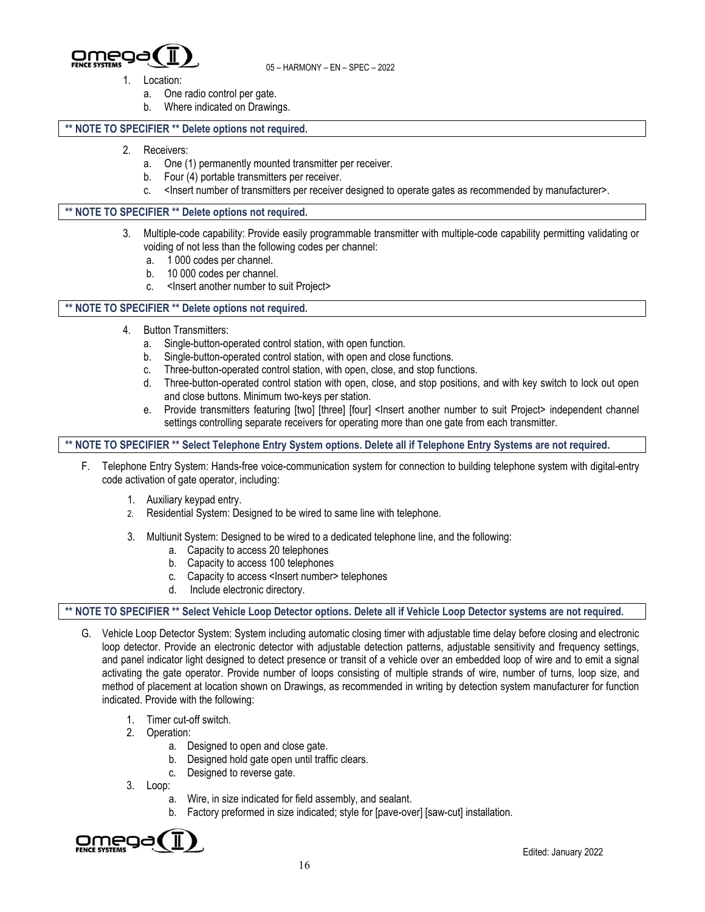1. Location:
   a. One radio control per gate.
   b. Where indicated on Drawings.

**\*\* NOTE TO SPECIFIER \*\* Delete options not required.**

2. Receivers:
   a. One (1) permanently mounted transmitter per receiver.
   b. Four (4) portable transmitters per receiver.
   c. <Insert number of transmitters per receiver designed to operate gates as recommended by manufacturer>.

**\*\* NOTE TO SPECIFIER \*\* Delete options not required.**

3. Multiple-code capability: Provide easily programmable transmitter with multiple-code capability permitting validating or voiding of not less than the following codes per channel:
   a. 1 000 codes per channel.
   b. 10 000 codes per channel.
   c. <Insert another number to suit Project>

**\*\* NOTE TO SPECIFIER \*\* Delete options not required.**

4. Button Transmitters:
   a. Single-button-operated control station, with open function.
   b. Single-button-operated control station, with open and close functions.
   c. Three-button-operated control station, with open, close, and stop functions.
   d. Three-button-operated control station with open, close, and stop positions, and with key switch to lock out open and close buttons. Minimum two-keys per station.
   e. Provide transmitters featuring [two] [three] [four] <Insert another number to suit Project> independent channel settings controlling separate receivers for operating more than one gate from each transmitter.

**\*\* NOTE TO SPECIFIER \*\* Select Telephone Entry System options. Delete all if Telephone Entry Systems are not required.**

F. Telephone Entry System: Hands-free voice-communication system for connection to building telephone system with digital-entry code activation of gate operator, including:

1. Auxiliary keypad entry.
2. Residential System: Designed to be wired to same line with telephone.
3. Multiunit System: Designed to be wired to a dedicated telephone line, and the following:
   a. Capacity to access 20 telephones
   b. Capacity to access 100 telephones
   c. Capacity to access <Insert number> telephones
   d. Include electronic directory.

**\*\* NOTE TO SPECIFIER \*\* Select Vehicle Loop Detector options. Delete all if Vehicle Loop Detector systems are not required.**

G. Vehicle Loop Detector System: System including automatic closing timer with adjustable time delay before closing and electronic loop detector. Provide an electronic detector with adjustable detection patterns, adjustable sensitivity and frequency settings, and panel indicator light designed to detect presence or transit of a vehicle over an embedded loop of wire and to emit a signal activating the gate operator. Provide number of loops consisting of multiple strands of wire, number of turns, loop size, and method of placement at location shown on Drawings, as recommended in writing by detection system manufacturer for function indicated. Provide with the following:

1. Timer cut-off switch.
2. Operation:
   a. Designed to open and close gate.
   b. Designed hold gate open until traffic clears.
   c. Designed to reverse gate.
3. Loop:
   a. Wire, in size indicated for field assembly, and sealant.
   b. Factory preformed in size indicated; style for [pave-over] [saw-cut] installation.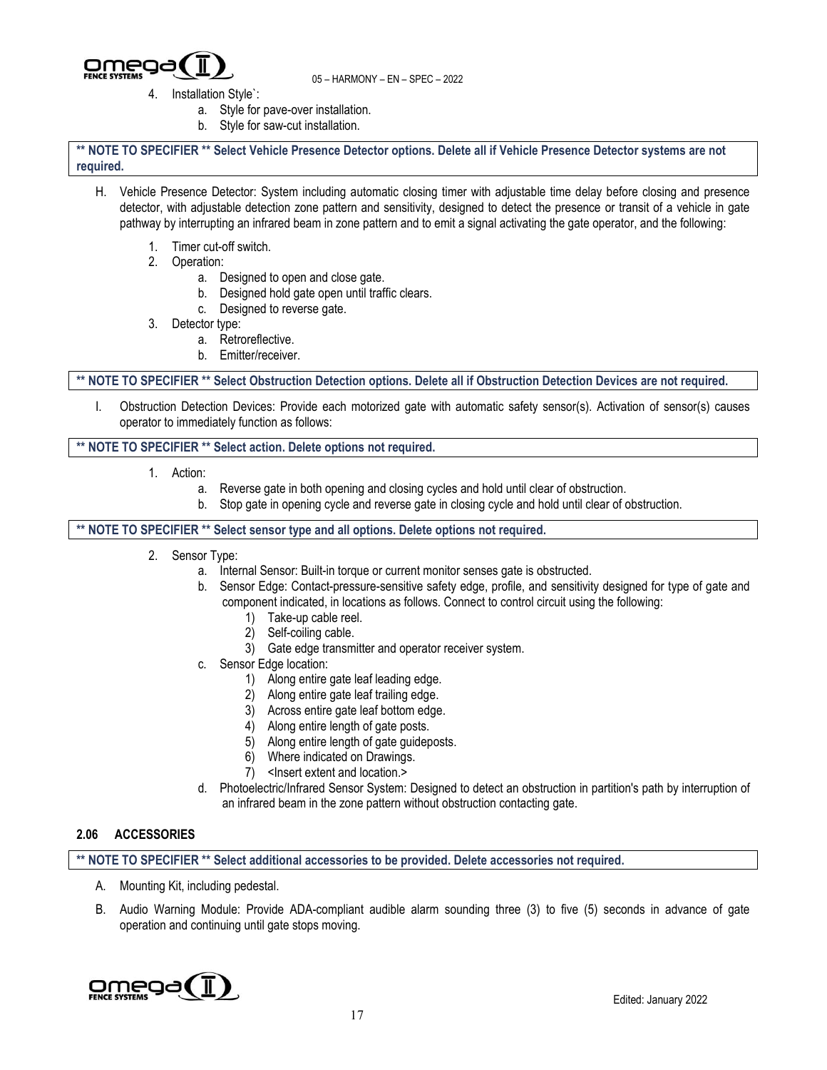4. Installation Style`:
    a. Style for pave-over installation.
    b. Style for saw-cut installation.

**\*\* NOTE TO SPECIFIER \*\* Select Vehicle Presence Detector options. Delete all if Vehicle Presence Detector systems are not required.**

H. Vehicle Presence Detector: System including automatic closing timer with adjustable time delay before closing and presence detector, with adjustable detection zone pattern and sensitivity, designed to detect the presence or transit of a vehicle in gate pathway by interrupting an infrared beam in zone pattern and to emit a signal activating the gate operator, and the following:

1. Timer cut-off switch.
2. Operation:
    a. Designed to open and close gate.
    b. Designed hold gate open until traffic clears.
    c. Designed to reverse gate.
3. Detector type:
    a. Retroreflective.
    b. Emitter/receiver.

**\*\* NOTE TO SPECIFIER \*\* Select Obstruction Detection options. Delete all if Obstruction Detection Devices are not required.**

I. Obstruction Detection Devices: Provide each motorized gate with automatic safety sensor(s). Activation of sensor(s) causes operator to immediately function as follows:

**\*\* NOTE TO SPECIFIER \*\* Select action. Delete options not required.**

1. Action:
    a. Reverse gate in both opening and closing cycles and hold until clear of obstruction.
    b. Stop gate in opening cycle and reverse gate in closing cycle and hold until clear of obstruction.

**\*\* NOTE TO SPECIFIER \*\* Select sensor type and all options. Delete options not required.**

2. Sensor Type:
    a. Internal Sensor: Built-in torque or current monitor senses gate is obstructed.
    b. Sensor Edge: Contact-pressure-sensitive safety edge, profile, and sensitivity designed for type of gate and component indicated, in locations as follows. Connect to control circuit using the following:
        1) Take-up cable reel.
        2) Self-coiling cable.
        3) Gate edge transmitter and operator receiver system.
    c. Sensor Edge location:
        1) Along entire gate leaf leading edge.
        2) Along entire gate leaf trailing edge.
        3) Across entire gate leaf bottom edge.
        4) Along entire length of gate posts.
        5) Along entire length of gate guideposts.
        6) Where indicated on Drawings.
        7) <Insert extent and location.>
    d. Photoelectric/Infrared Sensor System: Designed to detect an obstruction in partition's path by interruption of an infrared beam in the zone pattern without obstruction contacting gate.

### 2.06 ACCESSORIES

**\*\* NOTE TO SPECIFIER \*\* Select additional accessories to be provided. Delete accessories not required.**

A. Mounting Kit, including pedestal.

B. Audio Warning Module: Provide ADA-compliant audible alarm sounding three (3) to five (5) seconds in advance of gate operation and continuing until gate stops moving.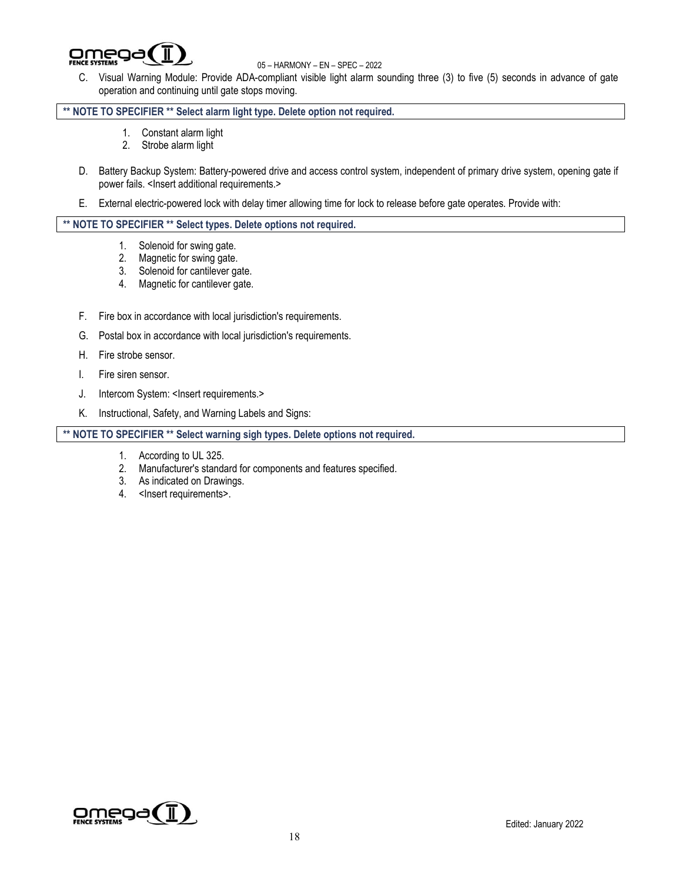C. Visual Warning Module: Provide ADA-compliant visible light alarm sounding three (3) to five (5) seconds in advance of gate operation and continuing until gate stops moving.

**\*\* NOTE TO SPECIFIER \*\* Select alarm light type. Delete option not required.**

1. Constant alarm light
2. Strobe alarm light

D. Battery Backup System: Battery-powered drive and access control system, independent of primary drive system, opening gate if power fails. <Insert additional requirements.>

E. External electric-powered lock with delay timer allowing time for lock to release before gate operates. Provide with:

**\*\* NOTE TO SPECIFIER \*\* Select types. Delete options not required.**

1. Solenoid for swing gate.
2. Magnetic for swing gate.
3. Solenoid for cantilever gate.
4. Magnetic for cantilever gate.

F. Fire box in accordance with local jurisdiction's requirements.

G. Postal box in accordance with local jurisdiction's requirements.

H. Fire strobe sensor.

I. Fire siren sensor.

J. Intercom System: <Insert requirements.>

K. Instructional, Safety, and Warning Labels and Signs:

**\*\* NOTE TO SPECIFIER \*\* Select warning sigh types. Delete options not required.**

1. According to UL 325.
2. Manufacturer's standard for components and features specified.
3. As indicated on Drawings.
4. <Insert requirements>.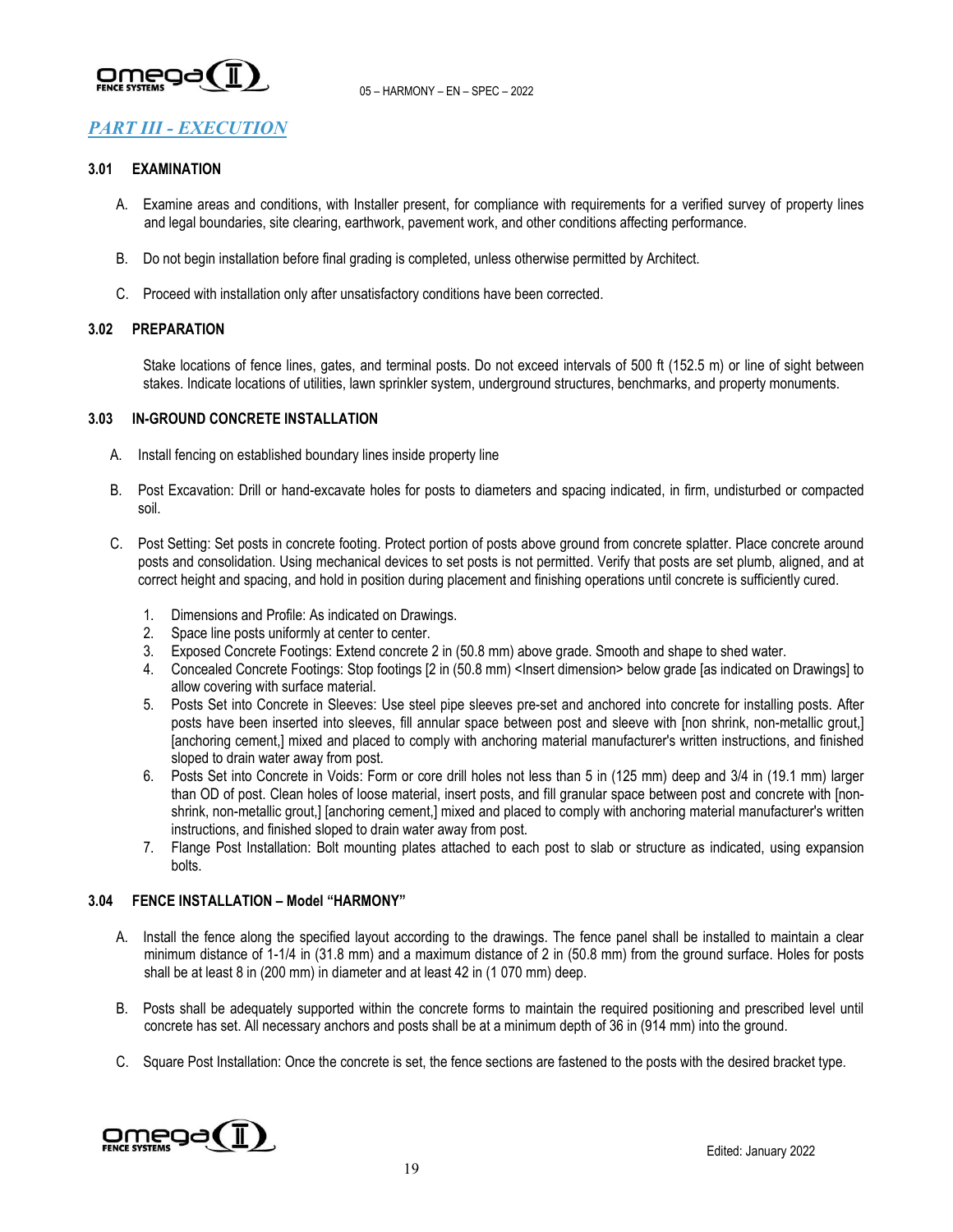## *PART III - EXECUTION*

### 3.01 EXAMINATION

A. Examine areas and conditions, with Installer present, for compliance with requirements for a verified survey of property lines and legal boundaries, site clearing, earthwork, pavement work, and other conditions affecting performance.

B. Do not begin installation before final grading is completed, unless otherwise permitted by Architect.

C. Proceed with installation only after unsatisfactory conditions have been corrected.

### 3.02 PREPARATION

Stake locations of fence lines, gates, and terminal posts. Do not exceed intervals of 500 ft (152.5 m) or line of sight between stakes. Indicate locations of utilities, lawn sprinkler system, underground structures, benchmarks, and property monuments.

### 3.03 IN-GROUND CONCRETE INSTALLATION

A. Install fencing on established boundary lines inside property line

B. Post Excavation: Drill or hand-excavate holes for posts to diameters and spacing indicated, in firm, undisturbed or compacted soil.

C. Post Setting: Set posts in concrete footing. Protect portion of posts above ground from concrete splatter. Place concrete around posts and consolidation. Using mechanical devices to set posts is not permitted. Verify that posts are set plumb, aligned, and at correct height and spacing, and hold in position during placement and finishing operations until concrete is sufficiently cured.

1. Dimensions and Profile: As indicated on Drawings.
2. Space line posts uniformly at center to center.
3. Exposed Concrete Footings: Extend concrete 2 in (50.8 mm) above grade. Smooth and shape to shed water.
4. Concealed Concrete Footings: Stop footings [2 in (50.8 mm) <Insert dimension> below grade [as indicated on Drawings] to allow covering with surface material.
5. Posts Set into Concrete in Sleeves: Use steel pipe sleeves pre-set and anchored into concrete for installing posts. After posts have been inserted into sleeves, fill annular space between post and sleeve with [non shrink, non-metallic grout,] [anchoring cement,] mixed and placed to comply with anchoring material manufacturer's written instructions, and finished sloped to drain water away from post.
6. Posts Set into Concrete in Voids: Form or core drill holes not less than 5 in (125 mm) deep and 3/4 in (19.1 mm) larger than OD of post. Clean holes of loose material, insert posts, and fill granular space between post and concrete with [non-shrink, non-metallic grout,] [anchoring cement,] mixed and placed to comply with anchoring material manufacturer's written instructions, and finished sloped to drain water away from post.
7. Flange Post Installation: Bolt mounting plates attached to each post to slab or structure as indicated, using expansion bolts.

### 3.04 FENCE INSTALLATION – Model "HARMONY"

A. Install the fence along the specified layout according to the drawings. The fence panel shall be installed to maintain a clear minimum distance of 1-1/4 in (31.8 mm) and a maximum distance of 2 in (50.8 mm) from the ground surface. Holes for posts shall be at least 8 in (200 mm) in diameter and at least 42 in (1 070 mm) deep.

B. Posts shall be adequately supported within the concrete forms to maintain the required positioning and prescribed level until concrete has set. All necessary anchors and posts shall be at a minimum depth of 36 in (914 mm) into the ground.

C. Square Post Installation: Once the concrete is set, the fence sections are fastened to the posts with the desired bracket type.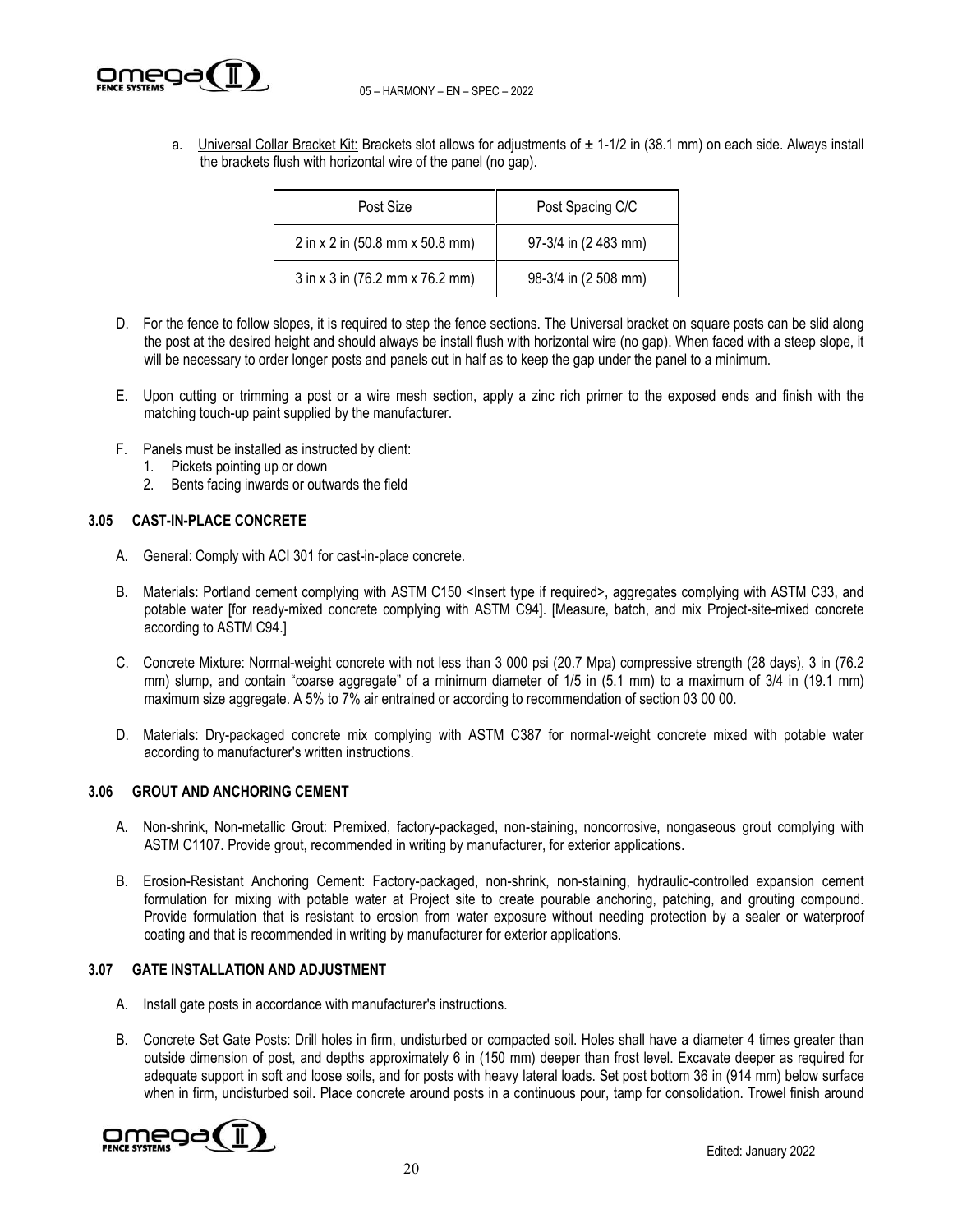a. Universal Collar Bracket Kit: Brackets slot allows for adjustments of ± 1-1/2 in (38.1 mm) on each side. Always install the brackets flush with horizontal wire of the panel (no gap).

| Post Size | Post Spacing C/C |
|---|---|
| 2 in x 2 in (50.8 mm x 50.8 mm) | 97-3/4 in (2 483 mm) |
| 3 in x 3 in (76.2 mm x 76.2 mm) | 98-3/4 in (2 508 mm) |

D. For the fence to follow slopes, it is required to step the fence sections. The Universal bracket on square posts can be slid along the post at the desired height and should always be install flush with horizontal wire (no gap). When faced with a steep slope, it will be necessary to order longer posts and panels cut in half as to keep the gap under the panel to a minimum.

E. Upon cutting or trimming a post or a wire mesh section, apply a zinc rich primer to the exposed ends and finish with the matching touch-up paint supplied by the manufacturer.

F. Panels must be installed as instructed by client:
1. Pickets pointing up or down
2. Bents facing inwards or outwards the field

### 3.05 CAST-IN-PLACE CONCRETE

A. General: Comply with ACI 301 for cast-in-place concrete.

B. Materials: Portland cement complying with ASTM C150 <Insert type if required>, aggregates complying with ASTM C33, and potable water [for ready-mixed concrete complying with ASTM C94]. [Measure, batch, and mix Project-site-mixed concrete according to ASTM C94.]

C. Concrete Mixture: Normal-weight concrete with not less than 3 000 psi (20.7 Mpa) compressive strength (28 days), 3 in (76.2 mm) slump, and contain "coarse aggregate" of a minimum diameter of 1/5 in (5.1 mm) to a maximum of 3/4 in (19.1 mm) maximum size aggregate. A 5% to 7% air entrained or according to recommendation of section 03 00 00.

D. Materials: Dry-packaged concrete mix complying with ASTM C387 for normal-weight concrete mixed with potable water according to manufacturer's written instructions.

### 3.06 GROUT AND ANCHORING CEMENT

A. Non-shrink, Non-metallic Grout: Premixed, factory-packaged, non-staining, noncorrosive, nongaseous grout complying with ASTM C1107. Provide grout, recommended in writing by manufacturer, for exterior applications.

B. Erosion-Resistant Anchoring Cement: Factory-packaged, non-shrink, non-staining, hydraulic-controlled expansion cement formulation for mixing with potable water at Project site to create pourable anchoring, patching, and grouting compound. Provide formulation that is resistant to erosion from water exposure without needing protection by a sealer or waterproof coating and that is recommended in writing by manufacturer for exterior applications.

### 3.07 GATE INSTALLATION AND ADJUSTMENT

A. Install gate posts in accordance with manufacturer's instructions.

B. Concrete Set Gate Posts: Drill holes in firm, undisturbed or compacted soil. Holes shall have a diameter 4 times greater than outside dimension of post, and depths approximately 6 in (150 mm) deeper than frost level. Excavate deeper as required for adequate support in soft and loose soils, and for posts with heavy lateral loads. Set post bottom 36 in (914 mm) below surface when in firm, undisturbed soil. Place concrete around posts in a continuous pour, tamp for consolidation. Trowel finish around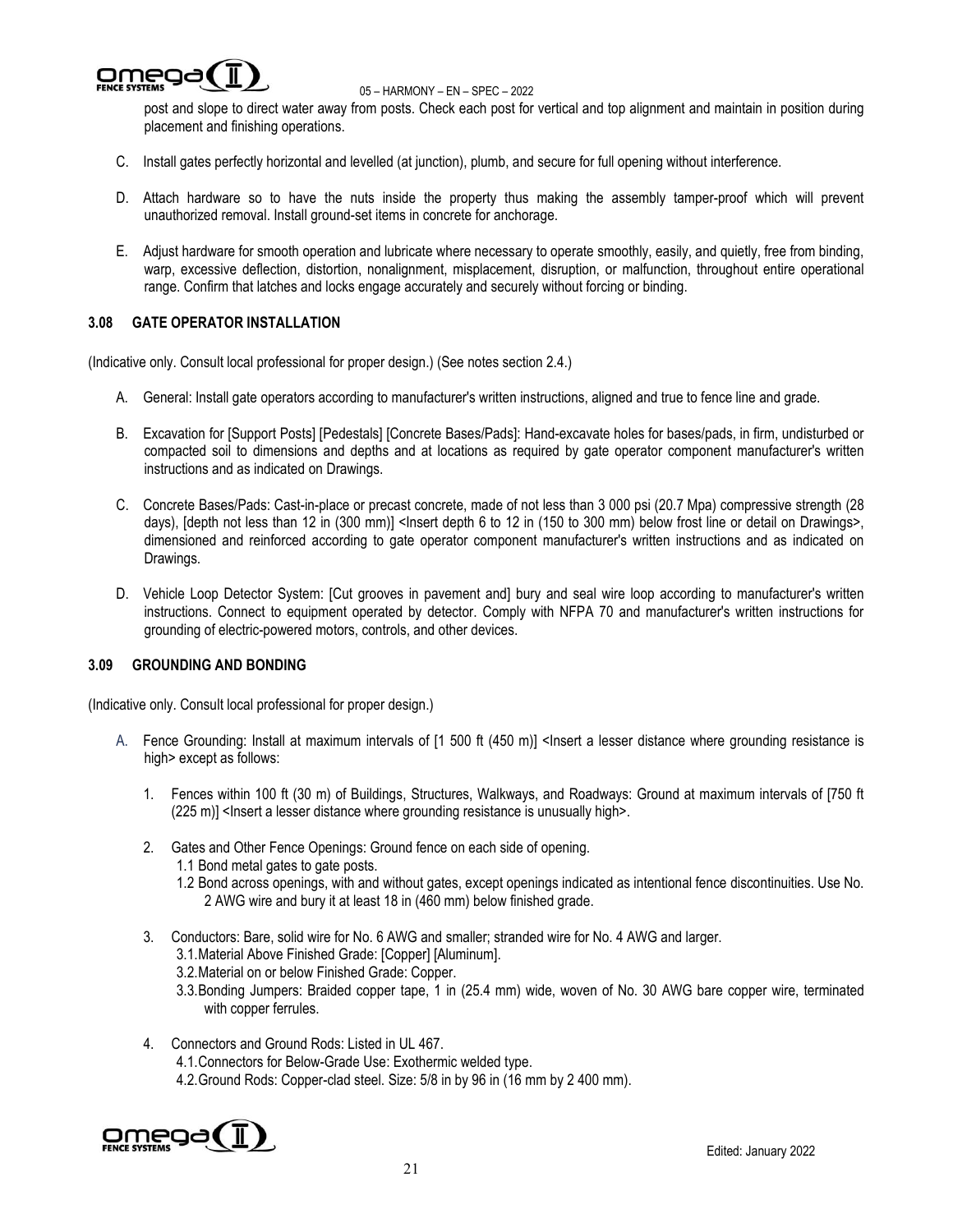post and slope to direct water away from posts. Check each post for vertical and top alignment and maintain in position during placement and finishing operations.

C. Install gates perfectly horizontal and levelled (at junction), plumb, and secure for full opening without interference.

D. Attach hardware so to have the nuts inside the property thus making the assembly tamper-proof which will prevent unauthorized removal. Install ground-set items in concrete for anchorage.

E. Adjust hardware for smooth operation and lubricate where necessary to operate smoothly, easily, and quietly, free from binding, warp, excessive deflection, distortion, nonalignment, misplacement, disruption, or malfunction, throughout entire operational range. Confirm that latches and locks engage accurately and securely without forcing or binding.

### 3.08 GATE OPERATOR INSTALLATION

(Indicative only. Consult local professional for proper design.) (See notes section 2.4.)

A. General: Install gate operators according to manufacturer's written instructions, aligned and true to fence line and grade.

B. Excavation for [Support Posts] [Pedestals] [Concrete Bases/Pads]: Hand-excavate holes for bases/pads, in firm, undisturbed or compacted soil to dimensions and depths and at locations as required by gate operator component manufacturer's written instructions and as indicated on Drawings.

C. Concrete Bases/Pads: Cast-in-place or precast concrete, made of not less than 3 000 psi (20.7 Mpa) compressive strength (28 days), [depth not less than 12 in (300 mm)] <Insert depth 6 to 12 in (150 to 300 mm) below frost line or detail on Drawings>, dimensioned and reinforced according to gate operator component manufacturer's written instructions and as indicated on Drawings.

D. Vehicle Loop Detector System: [Cut grooves in pavement and] bury and seal wire loop according to manufacturer's written instructions. Connect to equipment operated by detector. Comply with NFPA 70 and manufacturer's written instructions for grounding of electric-powered motors, controls, and other devices.

### 3.09 GROUNDING AND BONDING

(Indicative only. Consult local professional for proper design.)

A. Fence Grounding: Install at maximum intervals of [1 500 ft (450 m)] <Insert a lesser distance where grounding resistance is high> except as follows:

1. Fences within 100 ft (30 m) of Buildings, Structures, Walkways, and Roadways: Ground at maximum intervals of [750 ft (225 m)] <Insert a lesser distance where grounding resistance is unusually high>.

2. Gates and Other Fence Openings: Ground fence on each side of opening.
   1.1 Bond metal gates to gate posts.
   1.2 Bond across openings, with and without gates, except openings indicated as intentional fence discontinuities. Use No. 2 AWG wire and bury it at least 18 in (460 mm) below finished grade.

3. Conductors: Bare, solid wire for No. 6 AWG and smaller; stranded wire for No. 4 AWG and larger.
   3.1. Material Above Finished Grade: [Copper] [Aluminum].
   3.2. Material on or below Finished Grade: Copper.
   3.3. Bonding Jumpers: Braided copper tape, 1 in (25.4 mm) wide, woven of No. 30 AWG bare copper wire, terminated with copper ferrules.

4. Connectors and Ground Rods: Listed in UL 467.
   4.1. Connectors for Below-Grade Use: Exothermic welded type.
   4.2. Ground Rods: Copper-clad steel. Size: 5/8 in by 96 in (16 mm by 2 400 mm).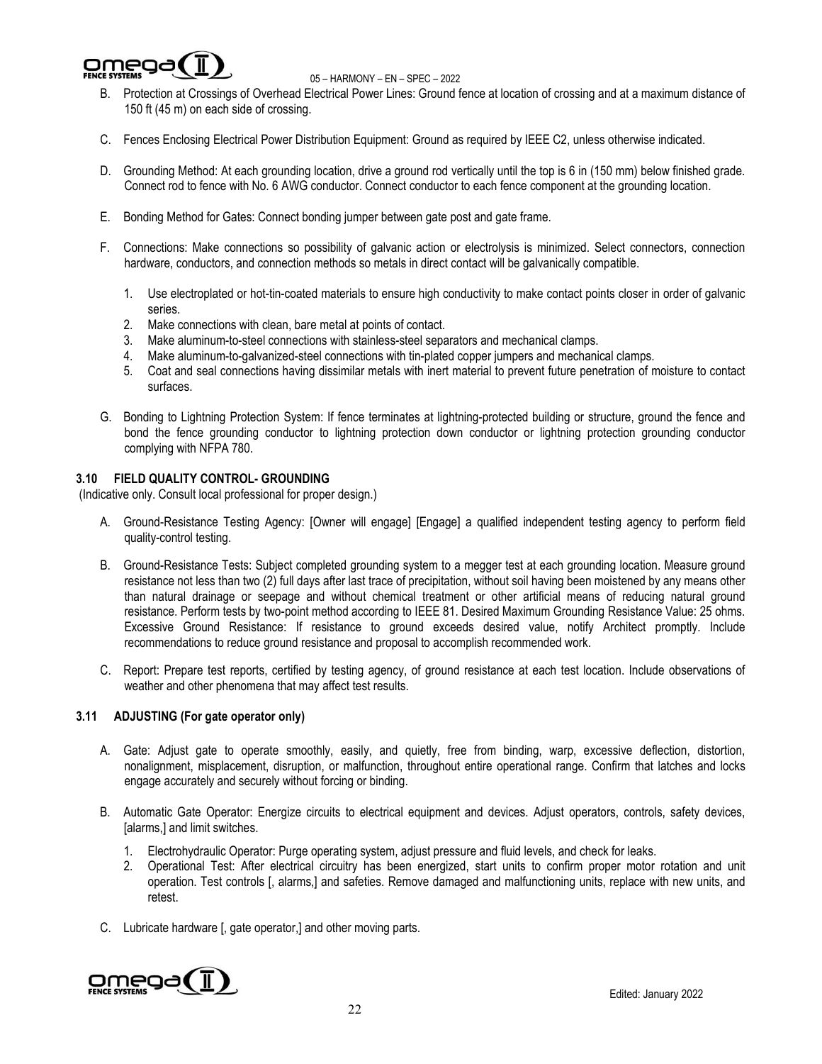B. Protection at Crossings of Overhead Electrical Power Lines: Ground fence at location of crossing and at a maximum distance of 150 ft (45 m) on each side of crossing.

C. Fences Enclosing Electrical Power Distribution Equipment: Ground as required by IEEE C2, unless otherwise indicated.

D. Grounding Method: At each grounding location, drive a ground rod vertically until the top is 6 in (150 mm) below finished grade. Connect rod to fence with No. 6 AWG conductor. Connect conductor to each fence component at the grounding location.

E. Bonding Method for Gates: Connect bonding jumper between gate post and gate frame.

F. Connections: Make connections so possibility of galvanic action or electrolysis is minimized. Select connectors, connection hardware, conductors, and connection methods so metals in direct contact will be galvanically compatible.

1. Use electroplated or hot-tin-coated materials to ensure high conductivity to make contact points closer in order of galvanic series.
2. Make connections with clean, bare metal at points of contact.
3. Make aluminum-to-steel connections with stainless-steel separators and mechanical clamps.
4. Make aluminum-to-galvanized-steel connections with tin-plated copper jumpers and mechanical clamps.
5. Coat and seal connections having dissimilar metals with inert material to prevent future penetration of moisture to contact surfaces.

G. Bonding to Lightning Protection System: If fence terminates at lightning-protected building or structure, ground the fence and bond the fence grounding conductor to lightning protection down conductor or lightning protection grounding conductor complying with NFPA 780.

### 3.10 FIELD QUALITY CONTROL- GROUNDING

(Indicative only. Consult local professional for proper design.)

A. Ground-Resistance Testing Agency: [Owner will engage] [Engage] a qualified independent testing agency to perform field quality-control testing.

B. Ground-Resistance Tests: Subject completed grounding system to a megger test at each grounding location. Measure ground resistance not less than two (2) full days after last trace of precipitation, without soil having been moistened by any means other than natural drainage or seepage and without chemical treatment or other artificial means of reducing natural ground resistance. Perform tests by two-point method according to IEEE 81. Desired Maximum Grounding Resistance Value: 25 ohms. Excessive Ground Resistance: If resistance to ground exceeds desired value, notify Architect promptly. Include recommendations to reduce ground resistance and proposal to accomplish recommended work.

C. Report: Prepare test reports, certified by testing agency, of ground resistance at each test location. Include observations of weather and other phenomena that may affect test results.

### 3.11 ADJUSTING (For gate operator only)

A. Gate: Adjust gate to operate smoothly, easily, and quietly, free from binding, warp, excessive deflection, distortion, nonalignment, misplacement, disruption, or malfunction, throughout entire operational range. Confirm that latches and locks engage accurately and securely without forcing or binding.

B. Automatic Gate Operator: Energize circuits to electrical equipment and devices. Adjust operators, controls, safety devices, [alarms,] and limit switches.

1. Electrohydraulic Operator: Purge operating system, adjust pressure and fluid levels, and check for leaks.
2. Operational Test: After electrical circuitry has been energized, start units to confirm proper motor rotation and unit operation. Test controls [, alarms,] and safeties. Remove damaged and malfunctioning units, replace with new units, and retest.

C. Lubricate hardware [, gate operator,] and other moving parts.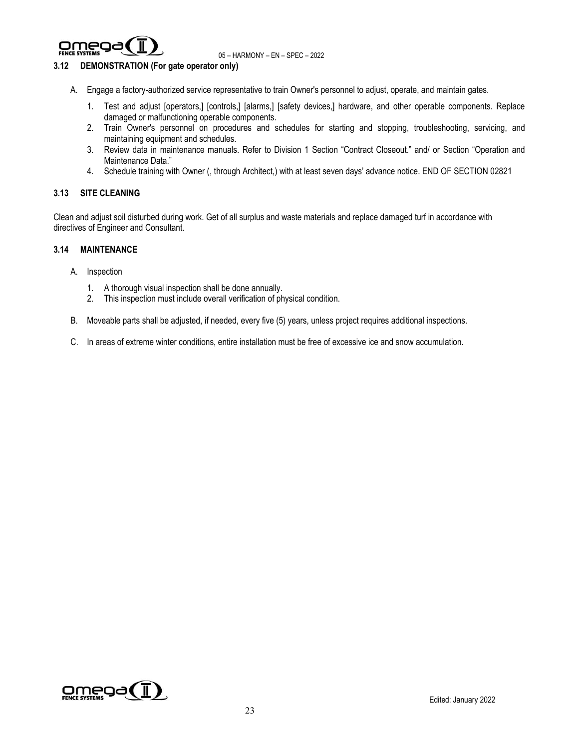### 3.12 DEMONSTRATION (For gate operator only)

A. Engage a factory-authorized service representative to train Owner's personnel to adjust, operate, and maintain gates.

1. Test and adjust [operators,] [controls,] [alarms,] [safety devices,] hardware, and other operable components. Replace damaged or malfunctioning operable components.
2. Train Owner's personnel on procedures and schedules for starting and stopping, troubleshooting, servicing, and maintaining equipment and schedules.
3. Review data in maintenance manuals. Refer to Division 1 Section "Contract Closeout." and/ or Section "Operation and Maintenance Data."
4. Schedule training with Owner (, through Architect,) with at least seven days' advance notice. END OF SECTION 02821

### 3.13 SITE CLEANING

Clean and adjust soil disturbed during work. Get of all surplus and waste materials and replace damaged turf in accordance with directives of Engineer and Consultant.

### 3.14 MAINTENANCE

A. Inspection

1. A thorough visual inspection shall be done annually.
2. This inspection must include overall verification of physical condition.

B. Moveable parts shall be adjusted, if needed, every five (5) years, unless project requires additional inspections.

C. In areas of extreme winter conditions, entire installation must be free of excessive ice and snow accumulation.